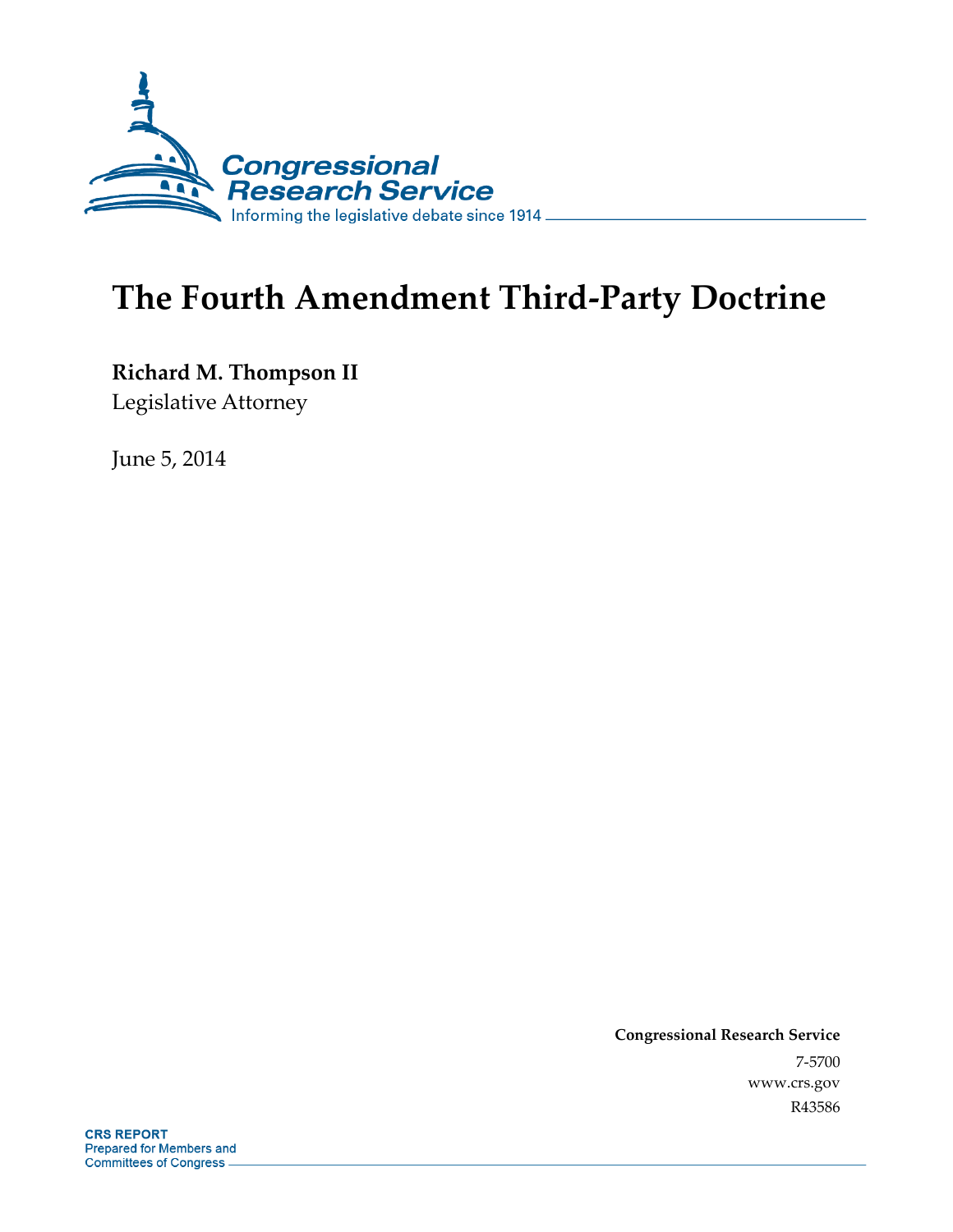Congressional Research Service

Informing the legislative debate since 1914

# The Fourth Amendment Third-Party Doctrine

**Richard M. Thompson II**

Legislative Attorney

June 5, 2014

**Congressional Research Service**

7-5700

www.crs.gov

R43586

**CRS REPORT**

Prepared for Members and Committees of Congress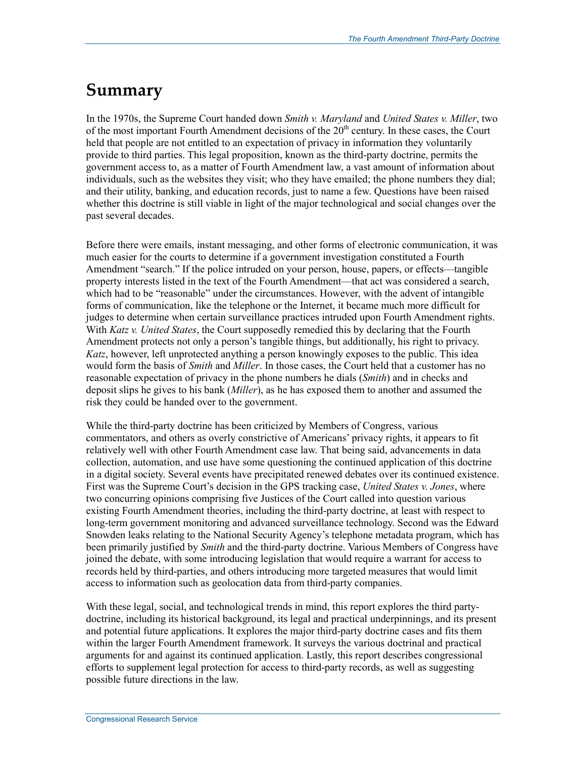# Summary

In the 1970s, the Supreme Court handed down *Smith v. Maryland* and *United States v. Miller*, two of the most important Fourth Amendment decisions of the 20th century. In these cases, the Court held that people are not entitled to an expectation of privacy in information they voluntarily provide to third parties. This legal proposition, known as the third-party doctrine, permits the government access to, as a matter of Fourth Amendment law, a vast amount of information about individuals, such as the websites they visit; who they have emailed; the phone numbers they dial; and their utility, banking, and education records, just to name a few. Questions have been raised whether this doctrine is still viable in light of the major technological and social changes over the past several decades.

Before there were emails, instant messaging, and other forms of electronic communication, it was much easier for the courts to determine if a government investigation constituted a Fourth Amendment "search." If the police intruded on your person, house, papers, or effects—tangible property interests listed in the text of the Fourth Amendment—that act was considered a search, which had to be "reasonable" under the circumstances. However, with the advent of intangible forms of communication, like the telephone or the Internet, it became much more difficult for judges to determine when certain surveillance practices intruded upon Fourth Amendment rights. With *Katz v. United States*, the Court supposedly remedied this by declaring that the Fourth Amendment protects not only a person's tangible things, but additionally, his right to privacy. *Katz*, however, left unprotected anything a person knowingly exposes to the public. This idea would form the basis of *Smith* and *Miller*. In those cases, the Court held that a customer has no reasonable expectation of privacy in the phone numbers he dials (*Smith*) and in checks and deposit slips he gives to his bank (*Miller*), as he has exposed them to another and assumed the risk they could be handed over to the government.

While the third-party doctrine has been criticized by Members of Congress, various commentators, and others as overly constrictive of Americans' privacy rights, it appears to fit relatively well with other Fourth Amendment case law. That being said, advancements in data collection, automation, and use have some questioning the continued application of this doctrine in a digital society. Several events have precipitated renewed debates over its continued existence. First was the Supreme Court's decision in the GPS tracking case, *United States v. Jones*, where two concurring opinions comprising five Justices of the Court called into question various existing Fourth Amendment theories, including the third-party doctrine, at least with respect to long-term government monitoring and advanced surveillance technology. Second was the Edward Snowden leaks relating to the National Security Agency's telephone metadata program, which has been primarily justified by *Smith* and the third-party doctrine. Various Members of Congress have joined the debate, with some introducing legislation that would require a warrant for access to records held by third-parties, and others introducing more targeted measures that would limit access to information such as geolocation data from third-party companies.

With these legal, social, and technological trends in mind, this report explores the third party-doctrine, including its historical background, its legal and practical underpinnings, and its present and potential future applications. It explores the major third-party doctrine cases and fits them within the larger Fourth Amendment framework. It surveys the various doctrinal and practical arguments for and against its continued application. Lastly, this report describes congressional efforts to supplement legal protection for access to third-party records, as well as suggesting possible future directions in the law.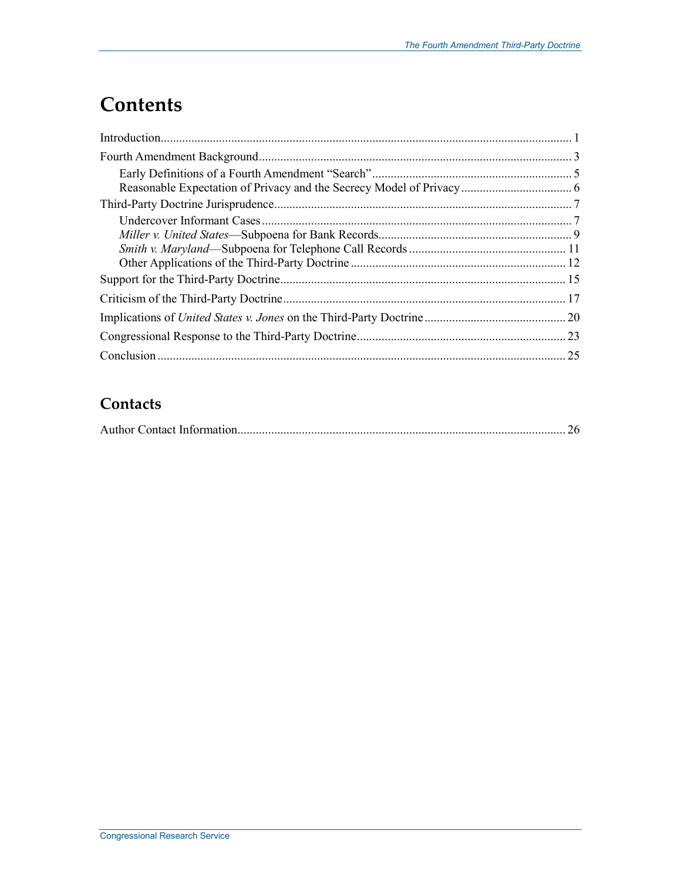# Contents

Introduction .................................................................................................................................... 1

Fourth Amendment Background .................................................................................................... 3

- Early Definitions of a Fourth Amendment "Search" ................................................................ 5
- Reasonable Expectation of Privacy and the Secrecy Model of Privacy .................................... 6

Third-Party Doctrine Jurisprudence ................................................................................................ 7

- Undercover Informant Cases .................................................................................................... 7
- *Miller v. United States*—Subpoena for Bank Records .............................................................. 9
- *Smith v. Maryland*—Subpoena for Telephone Call Records ................................................... 11
- Other Applications of the Third-Party Doctrine ..................................................................... 12

Support for the Third-Party Doctrine ............................................................................................ 15

Criticism of the Third-Party Doctrine ........................................................................................... 17

Implications of *United States v. Jones* on the Third-Party Doctrine ............................................. 20

Congressional Response to the Third-Party Doctrine ................................................................... 23

Conclusion .................................................................................................................................... 25

## Contacts

Author Contact Information .......................................................................................................... 26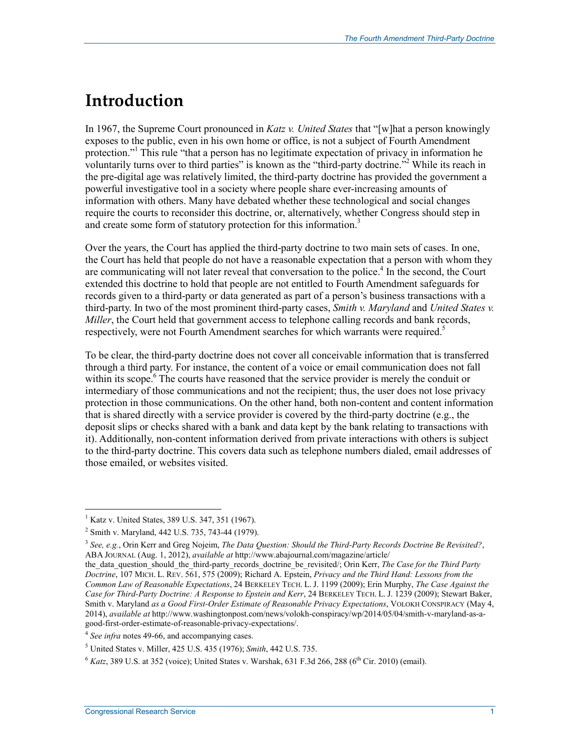# Introduction

In 1967, the Supreme Court pronounced in *Katz v. United States* that "[w]hat a person knowingly exposes to the public, even in his own home or office, is not a subject of Fourth Amendment protection."[1] This rule "that a person has no legitimate expectation of privacy in information he voluntarily turns over to third parties" is known as the "third-party doctrine."[2] While its reach in the pre-digital age was relatively limited, the third-party doctrine has provided the government a powerful investigative tool in a society where people share ever-increasing amounts of information with others. Many have debated whether these technological and social changes require the courts to reconsider this doctrine, or, alternatively, whether Congress should step in and create some form of statutory protection for this information.[3]

Over the years, the Court has applied the third-party doctrine to two main sets of cases. In one, the Court has held that people do not have a reasonable expectation that a person with whom they are communicating will not later reveal that conversation to the police.[4] In the second, the Court extended this doctrine to hold that people are not entitled to Fourth Amendment safeguards for records given to a third-party or data generated as part of a person's business transactions with a third-party. In two of the most prominent third-party cases, *Smith v. Maryland* and *United States v. Miller*, the Court held that government access to telephone calling records and bank records, respectively, were not Fourth Amendment searches for which warrants were required.[5]

To be clear, the third-party doctrine does not cover all conceivable information that is transferred through a third party. For instance, the content of a voice or email communication does not fall within its scope.[6] The courts have reasoned that the service provider is merely the conduit or intermediary of those communications and not the recipient; thus, the user does not lose privacy protection in those communications. On the other hand, both non-content and content information that is shared directly with a service provider is covered by the third-party doctrine (e.g., the deposit slips or checks shared with a bank and data kept by the bank relating to transactions with it). Additionally, non-content information derived from private interactions with others is subject to the third-party doctrine. This covers data such as telephone numbers dialed, email addresses of those emailed, or websites visited.

---

[1] Katz v. United States, 389 U.S. 347, 351 (1967).

[2] Smith v. Maryland, 442 U.S. 735, 743-44 (1979).

[3] *See, e.g.*, Orin Kerr and Greg Nojeim, *The Data Question: Should the Third-Party Records Doctrine Be Revisited?*, ABA JOURNAL (Aug. 1, 2012), *available at* http://www.abajournal.com/magazine/article/the_data_question_should_the_third-party_records_doctrine_be_revisited/; Orin Kerr, *The Case for the Third Party Doctrine*, 107 MICH. L. REV. 561, 575 (2009); Richard A. Epstein, *Privacy and the Third Hand: Lessons from the Common Law of Reasonable Expectations*, 24 BERKELEY TECH. L. J. 1199 (2009); Erin Murphy, *The Case Against the Case for Third-Party Doctrine: A Response to Epstein and Kerr*, 24 BERKELEY TECH. L. J. 1239 (2009); Stewart Baker, Smith v. Maryland *as a Good First-Order Estimate of Reasonable Privacy Expectations*, VOLOKH CONSPIRACY (May 4, 2014), *available at* http://www.washingtonpost.com/news/volokh-conspiracy/wp/2014/05/04/smith-v-maryland-as-a-good-first-order-estimate-of-reasonable-privacy-expectations/.

[4] *See infra* notes 49-66, and accompanying cases.

[5] United States v. Miller, 425 U.S. 435 (1976); *Smith*, 442 U.S. 735.

[6] *Katz*, 389 U.S. at 352 (voice); United States v. Warshak, 631 F.3d 266, 288 (6th Cir. 2010) (email).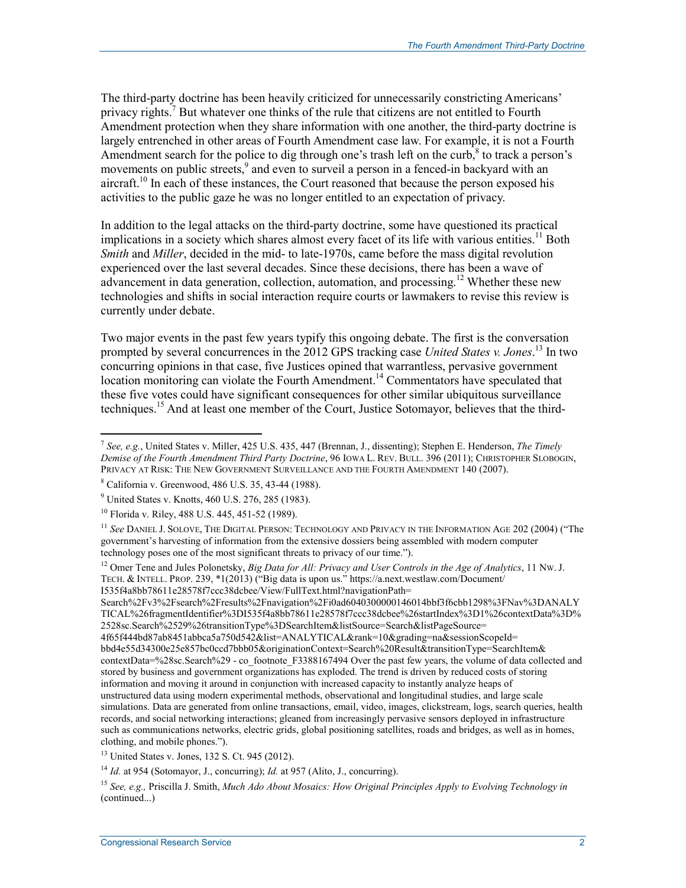The third-party doctrine has been heavily criticized for unnecessarily constricting Americans' privacy rights.[7] But whatever one thinks of the rule that citizens are not entitled to Fourth Amendment protection when they share information with one another, the third-party doctrine is largely entrenched in other areas of Fourth Amendment case law. For example, it is not a Fourth Amendment search for the police to dig through one's trash left on the curb,[8] to track a person's movements on public streets,[9] and even to surveil a person in a fenced-in backyard with an aircraft.[10] In each of these instances, the Court reasoned that because the person exposed his activities to the public gaze he was no longer entitled to an expectation of privacy.

In addition to the legal attacks on the third-party doctrine, some have questioned its practical implications in a society which shares almost every facet of its life with various entities.[11] Both *Smith* and *Miller*, decided in the mid- to late-1970s, came before the mass digital revolution experienced over the last several decades. Since these decisions, there has been a wave of advancement in data generation, collection, automation, and processing.[12] Whether these new technologies and shifts in social interaction require courts or lawmakers to revise this review is currently under debate.

Two major events in the past few years typify this ongoing debate. The first is the conversation prompted by several concurrences in the 2012 GPS tracking case *United States v. Jones*.[13] In two concurring opinions in that case, five Justices opined that warrantless, pervasive government location monitoring can violate the Fourth Amendment.[14] Commentators have speculated that these five votes could have significant consequences for other similar ubiquitous surveillance techniques.[15] And at least one member of the Court, Justice Sotomayor, believes that the third-

---

[7] *See, e.g.*, United States v. Miller, 425 U.S. 435, 447 (Brennan, J., dissenting); Stephen E. Henderson, *The Timely Demise of the Fourth Amendment Third Party Doctrine*, 96 IOWA L. REV. BULL. 396 (2011); CHRISTOPHER SLOBOGIN, PRIVACY AT RISK: THE NEW GOVERNMENT SURVEILLANCE AND THE FOURTH AMENDMENT 140 (2007).

[8] California v. Greenwood, 486 U.S. 35, 43-44 (1988).

[9] United States v. Knotts, 460 U.S. 276, 285 (1983).

[10] Florida v. Riley, 488 U.S. 445, 451-52 (1989).

[11] *See* DANIEL J. SOLOVE, THE DIGITAL PERSON: TECHNOLOGY AND PRIVACY IN THE INFORMATION AGE 202 (2004) ("The government's harvesting of information from the extensive dossiers being assembled with modern computer technology poses one of the most significant threats to privacy of our time.").

[12] Omer Tene and Jules Polonetsky, *Big Data for All: Privacy and User Controls in the Age of Analytics*, 11 NW. J. TECH. & INTELL. PROP. 239, *1(2013) ("Big data is upon us." https://a.next.westlaw.com/Document/I535f4a8bb78611e28578f7ccc38dcbee/View/FullText.html?navigationPath=Search%2Fv3%2Fsearch%2Fresults%2Fnavigation%2Fi0ad6040300000146014bbf3f6cbb1298%3FNav%3DANALYTICAL%26fragmentIdentifier%3DI535f4a8bb78611e28578f7ccc38dcbee%26startIndex%3D1%26contextData%3D%2528sc.Search%2529%26transitionType%3DSearchItem&listSource=Search&listPageSource=4f65f444bd87ab8451abbca5a750d542&list=ANALYTICAL&rank=10&grading=na&sessionScopeId=bbd4e55d34300e25e857bc0ccd7bbb05&originationContext=Search%20Result&transitionType=SearchItem&contextData=%28sc.Search%29 - co_footnote_F3388167494 Over the past few years, the volume of data collected and stored by business and government organizations has exploded. The trend is driven by reduced costs of storing information and moving it around in conjunction with increased capacity to instantly analyze heaps of unstructured data using modern experimental methods, observational and longitudinal studies, and large scale simulations. Data are generated from online transactions, email, video, images, clickstream, logs, search queries, health records, and social networking interactions; gleaned from increasingly pervasive sensors deployed in infrastructure such as communications networks, electric grids, global positioning satellites, roads and bridges, as well as in homes, clothing, and mobile phones.").

[13] United States v. Jones, 132 S. Ct. 945 (2012).

[14] *Id.* at 954 (Sotomayor, J., concurring); *Id.* at 957 (Alito, J., concurring).

[15] *See, e.g.,* Priscilla J. Smith, *Much Ado About Mosaics: How Original Principles Apply to Evolving Technology in* (continued...)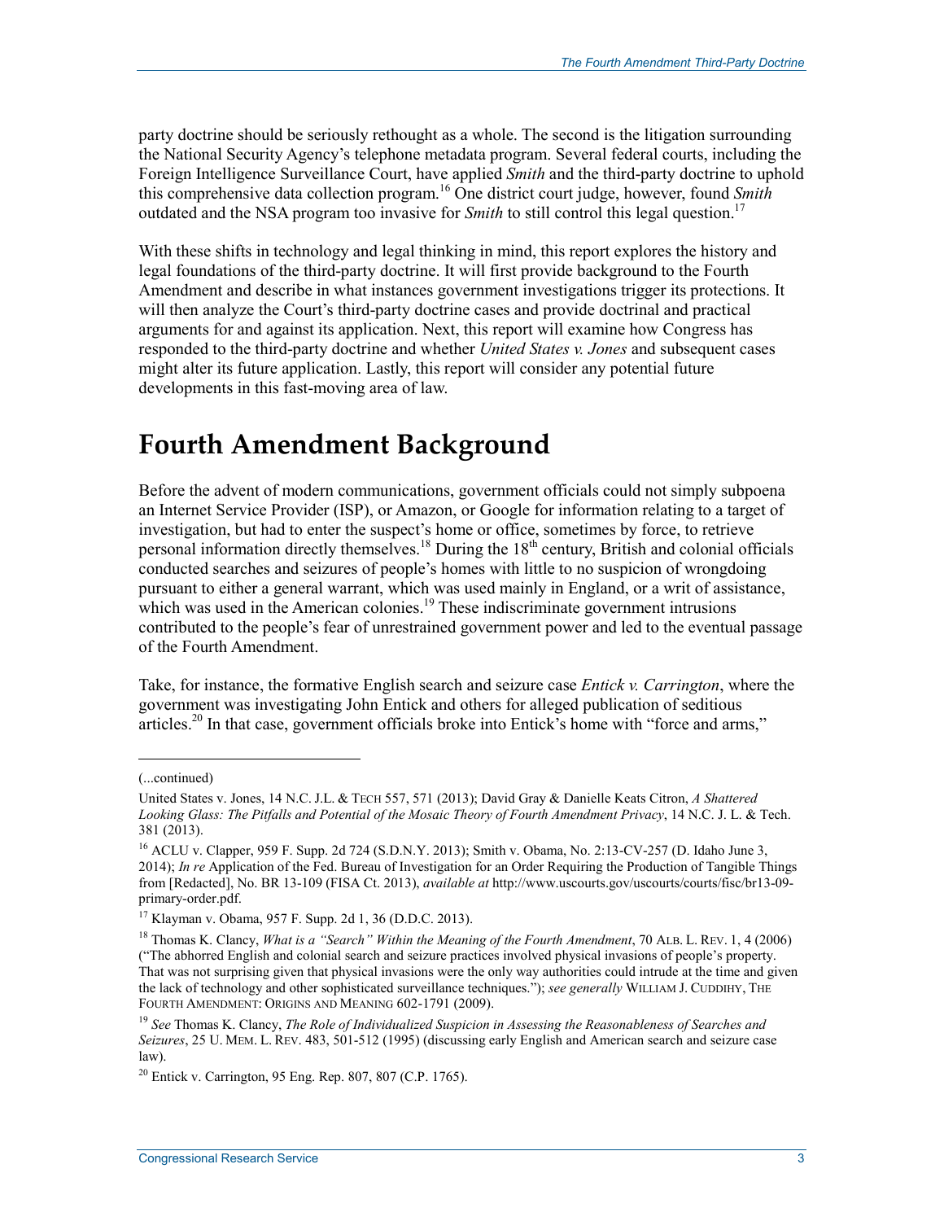party doctrine should be seriously rethought as a whole. The second is the litigation surrounding the National Security Agency's telephone metadata program. Several federal courts, including the Foreign Intelligence Surveillance Court, have applied *Smith* and the third-party doctrine to uphold this comprehensive data collection program.[16] One district court judge, however, found *Smith* outdated and the NSA program too invasive for *Smith* to still control this legal question.[17]

With these shifts in technology and legal thinking in mind, this report explores the history and legal foundations of the third-party doctrine. It will first provide background to the Fourth Amendment and describe in what instances government investigations trigger its protections. It will then analyze the Court's third-party doctrine cases and provide doctrinal and practical arguments for and against its application. Next, this report will examine how Congress has responded to the third-party doctrine and whether *United States v. Jones* and subsequent cases might alter its future application. Lastly, this report will consider any potential future developments in this fast-moving area of law.

# Fourth Amendment Background

Before the advent of modern communications, government officials could not simply subpoena an Internet Service Provider (ISP), or Amazon, or Google for information relating to a target of investigation, but had to enter the suspect's home or office, sometimes by force, to retrieve personal information directly themselves.[18] During the 18th century, British and colonial officials conducted searches and seizures of people's homes with little to no suspicion of wrongdoing pursuant to either a general warrant, which was used mainly in England, or a writ of assistance, which was used in the American colonies.[19] These indiscriminate government intrusions contributed to the people's fear of unrestrained government power and led to the eventual passage of the Fourth Amendment.

Take, for instance, the formative English search and seizure case *Entick v. Carrington*, where the government was investigating John Entick and others for alleged publication of seditious articles.[20] In that case, government officials broke into Entick's home with "force and arms,"

---

(...continued)

United States v. Jones, 14 N.C. J.L. & TECH 557, 571 (2013); David Gray & Danielle Keats Citron, *A Shattered Looking Glass: The Pitfalls and Potential of the Mosaic Theory of Fourth Amendment Privacy*, 14 N.C. J. L. & Tech. 381 (2013).

[16] ACLU v. Clapper, 959 F. Supp. 2d 724 (S.D.N.Y. 2013); Smith v. Obama, No. 2:13-CV-257 (D. Idaho June 3, 2014); *In re* Application of the Fed. Bureau of Investigation for an Order Requiring the Production of Tangible Things from [Redacted], No. BR 13-109 (FISA Ct. 2013), *available at* http://www.uscourts.gov/uscourts/courts/fisc/br13-09-primary-order.pdf.

[17] Klayman v. Obama, 957 F. Supp. 2d 1, 36 (D.D.C. 2013).

[18] Thomas K. Clancy, *What is a "Search" Within the Meaning of the Fourth Amendment*, 70 ALB. L. REV. 1, 4 (2006) ("The abhorred English and colonial search and seizure practices involved physical invasions of people's property. That was not surprising given that physical invasions were the only way authorities could intrude at the time and given the lack of technology and other sophisticated surveillance techniques."); *see generally* WILLIAM J. CUDDIHY, THE FOURTH AMENDMENT: ORIGINS AND MEANING 602-1791 (2009).

[19] *See* Thomas K. Clancy, *The Role of Individualized Suspicion in Assessing the Reasonableness of Searches and Seizures*, 25 U. MEM. L. REV. 483, 501-512 (1995) (discussing early English and American search and seizure case law).

[20] Entick v. Carrington, 95 Eng. Rep. 807, 807 (C.P. 1765).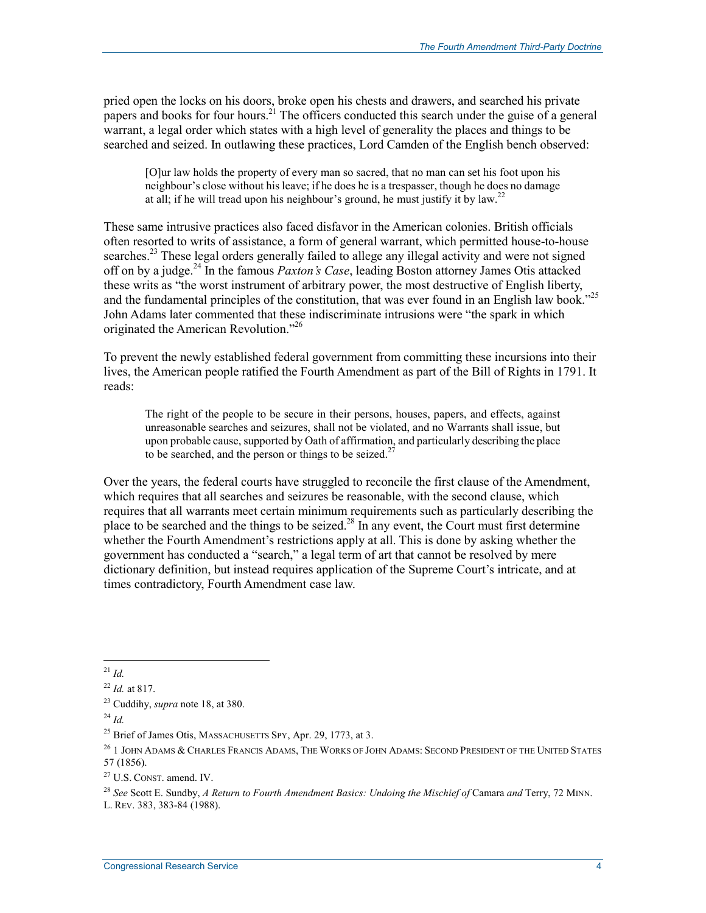pried open the locks on his doors, broke open his chests and drawers, and searched his private papers and books for four hours.[21] The officers conducted this search under the guise of a general warrant, a legal order which states with a high level of generality the places and things to be searched and seized. In outlawing these practices, Lord Camden of the English bench observed:

> [O]ur law holds the property of every man so sacred, that no man can set his foot upon his neighbour's close without his leave; if he does he is a trespasser, though he does no damage at all; if he will tread upon his neighbour's ground, he must justify it by law.[22]

These same intrusive practices also faced disfavor in the American colonies. British officials often resorted to writs of assistance, a form of general warrant, which permitted house-to-house searches.[23] These legal orders generally failed to allege any illegal activity and were not signed off on by a judge.[24] In the famous *Paxton's Case*, leading Boston attorney James Otis attacked these writs as "the worst instrument of arbitrary power, the most destructive of English liberty, and the fundamental principles of the constitution, that was ever found in an English law book."[25] John Adams later commented that these indiscriminate intrusions were "the spark in which originated the American Revolution."[26]

To prevent the newly established federal government from committing these incursions into their lives, the American people ratified the Fourth Amendment as part of the Bill of Rights in 1791. It reads:

> The right of the people to be secure in their persons, houses, papers, and effects, against unreasonable searches and seizures, shall not be violated, and no Warrants shall issue, but upon probable cause, supported by Oath of affirmation, and particularly describing the place to be searched, and the person or things to be seized.[27]

Over the years, the federal courts have struggled to reconcile the first clause of the Amendment, which requires that all searches and seizures be reasonable, with the second clause, which requires that all warrants meet certain minimum requirements such as particularly describing the place to be searched and the things to be seized.[28] In any event, the Court must first determine whether the Fourth Amendment's restrictions apply at all. This is done by asking whether the government has conducted a "search," a legal term of art that cannot be resolved by mere dictionary definition, but instead requires application of the Supreme Court's intricate, and at times contradictory, Fourth Amendment case law.

---

[21] *Id.*

[22] *Id.* at 817.

[23] Cuddihy, *supra* note 18, at 380.

[24] *Id.*

[25] Brief of James Otis, MASSACHUSETTS SPY, Apr. 29, 1773, at 3.

[26] 1 JOHN ADAMS & CHARLES FRANCIS ADAMS, THE WORKS OF JOHN ADAMS: SECOND PRESIDENT OF THE UNITED STATES 57 (1856).

[27] U.S. CONST. amend. IV.

[28] *See* Scott E. Sundby, *A Return to Fourth Amendment Basics: Undoing the Mischief of* Camara *and* Terry, 72 MINN. L. REV. 383, 383-84 (1988).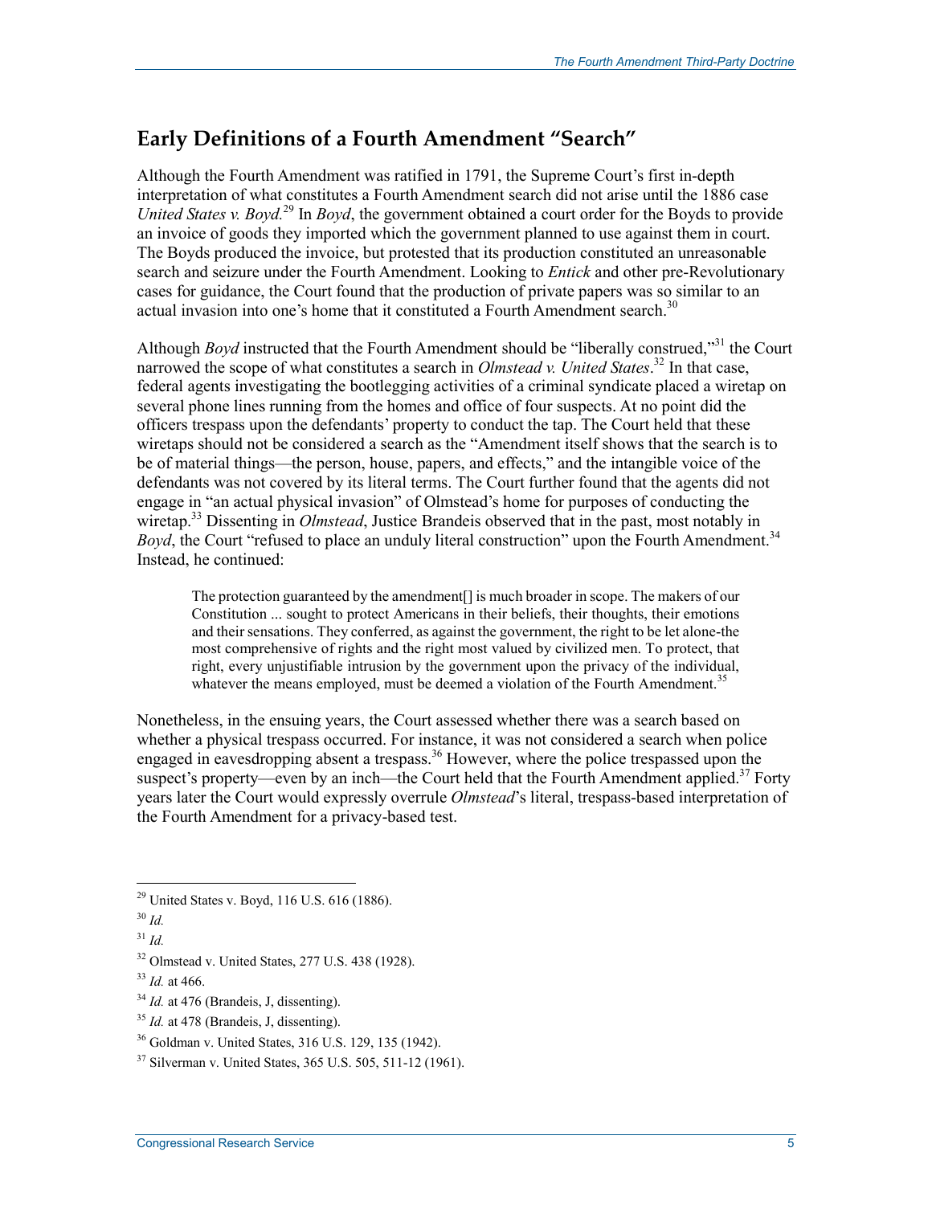## Early Definitions of a Fourth Amendment "Search"

Although the Fourth Amendment was ratified in 1791, the Supreme Court's first in-depth interpretation of what constitutes a Fourth Amendment search did not arise until the 1886 case *United States v. Boyd*.[29] In *Boyd*, the government obtained a court order for the Boyds to provide an invoice of goods they imported which the government planned to use against them in court. The Boyds produced the invoice, but protested that its production constituted an unreasonable search and seizure under the Fourth Amendment. Looking to *Entick* and other pre-Revolutionary cases for guidance, the Court found that the production of private papers was so similar to an actual invasion into one's home that it constituted a Fourth Amendment search.[30]

Although *Boyd* instructed that the Fourth Amendment should be "liberally construed,"[31] the Court narrowed the scope of what constitutes a search in *Olmstead v. United States*.[32] In that case, federal agents investigating the bootlegging activities of a criminal syndicate placed a wiretap on several phone lines running from the homes and office of four suspects. At no point did the officers trespass upon the defendants' property to conduct the tap. The Court held that these wiretaps should not be considered a search as the "Amendment itself shows that the search is to be of material things—the person, house, papers, and effects," and the intangible voice of the defendants was not covered by its literal terms. The Court further found that the agents did not engage in "an actual physical invasion" of Olmstead's home for purposes of conducting the wiretap.[33] Dissenting in *Olmstead*, Justice Brandeis observed that in the past, most notably in *Boyd*, the Court "refused to place an unduly literal construction" upon the Fourth Amendment.[34] Instead, he continued:

> The protection guaranteed by the amendment[] is much broader in scope. The makers of our Constitution ... sought to protect Americans in their beliefs, their thoughts, their emotions and their sensations. They conferred, as against the government, the right to be let alone-the most comprehensive of rights and the right most valued by civilized men. To protect, that right, every unjustifiable intrusion by the government upon the privacy of the individual, whatever the means employed, must be deemed a violation of the Fourth Amendment.[35]

Nonetheless, in the ensuing years, the Court assessed whether there was a search based on whether a physical trespass occurred. For instance, it was not considered a search when police engaged in eavesdropping absent a trespass.[36] However, where the police trespassed upon the suspect's property—even by an inch—the Court held that the Fourth Amendment applied.[37] Forty years later the Court would expressly overrule *Olmstead*'s literal, trespass-based interpretation of the Fourth Amendment for a privacy-based test.

---

[29] United States v. Boyd, 116 U.S. 616 (1886).

[30] *Id.*

[31] *Id.*

[32] Olmstead v. United States, 277 U.S. 438 (1928).

[33] *Id.* at 466.

[34] *Id.* at 476 (Brandeis, J, dissenting).

[35] *Id.* at 478 (Brandeis, J, dissenting).

[36] Goldman v. United States, 316 U.S. 129, 135 (1942).

[37] Silverman v. United States, 365 U.S. 505, 511-12 (1961).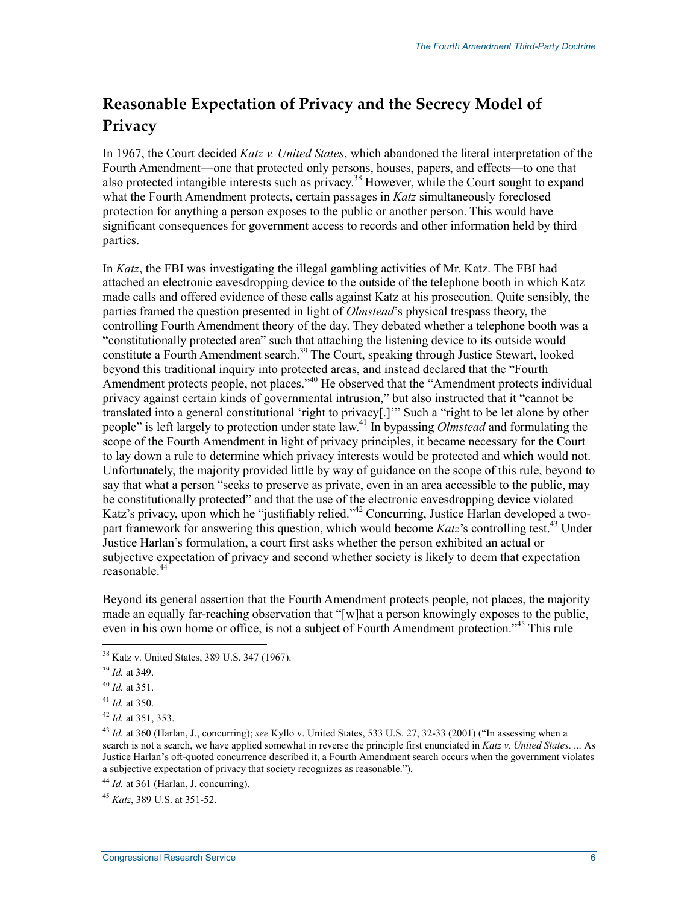## Reasonable Expectation of Privacy and the Secrecy Model of Privacy

In 1967, the Court decided *Katz v. United States*, which abandoned the literal interpretation of the Fourth Amendment—one that protected only persons, houses, papers, and effects—to one that also protected intangible interests such as privacy.[38] However, while the Court sought to expand what the Fourth Amendment protects, certain passages in *Katz* simultaneously foreclosed protection for anything a person exposes to the public or another person. This would have significant consequences for government access to records and other information held by third parties.

In *Katz*, the FBI was investigating the illegal gambling activities of Mr. Katz. The FBI had attached an electronic eavesdropping device to the outside of the telephone booth in which Katz made calls and offered evidence of these calls against Katz at his prosecution. Quite sensibly, the parties framed the question presented in light of *Olmstead*'s physical trespass theory, the controlling Fourth Amendment theory of the day. They debated whether a telephone booth was a "constitutionally protected area" such that attaching the listening device to its outside would constitute a Fourth Amendment search.[39] The Court, speaking through Justice Stewart, looked beyond this traditional inquiry into protected areas, and instead declared that the "Fourth Amendment protects people, not places."[40] He observed that the "Amendment protects individual privacy against certain kinds of governmental intrusion," but also instructed that it "cannot be translated into a general constitutional 'right to privacy[.]'" Such a "right to be let alone by other people" is left largely to protection under state law.[41] In bypassing *Olmstead* and formulating the scope of the Fourth Amendment in light of privacy principles, it became necessary for the Court to lay down a rule to determine which privacy interests would be protected and which would not. Unfortunately, the majority provided little by way of guidance on the scope of this rule, beyond to say that what a person "seeks to preserve as private, even in an area accessible to the public, may be constitutionally protected" and that the use of the electronic eavesdropping device violated Katz's privacy, upon which he "justifiably relied."[42] Concurring, Justice Harlan developed a two-part framework for answering this question, which would become *Katz*'s controlling test.[43] Under Justice Harlan's formulation, a court first asks whether the person exhibited an actual or subjective expectation of privacy and second whether society is likely to deem that expectation reasonable.[44]

Beyond its general assertion that the Fourth Amendment protects people, not places, the majority made an equally far-reaching observation that "[w]hat a person knowingly exposes to the public, even in his own home or office, is not a subject of Fourth Amendment protection."[45] This rule

---

[38] Katz v. United States, 389 U.S. 347 (1967).

[39] *Id.* at 349.

[40] *Id.* at 351.

[41] *Id.* at 350.

[42] *Id.* at 351, 353.

[43] *Id.* at 360 (Harlan, J., concurring); *see* Kyllo v. United States, 533 U.S. 27, 32-33 (2001) ("In assessing when a search is not a search, we have applied somewhat in reverse the principle first enunciated in *Katz v. United States*. ... As Justice Harlan's oft-quoted concurrence described it, a Fourth Amendment search occurs when the government violates a subjective expectation of privacy that society recognizes as reasonable.").

[44] *Id.* at 361 (Harlan, J. concurring).

[45] *Katz*, 389 U.S. at 351-52.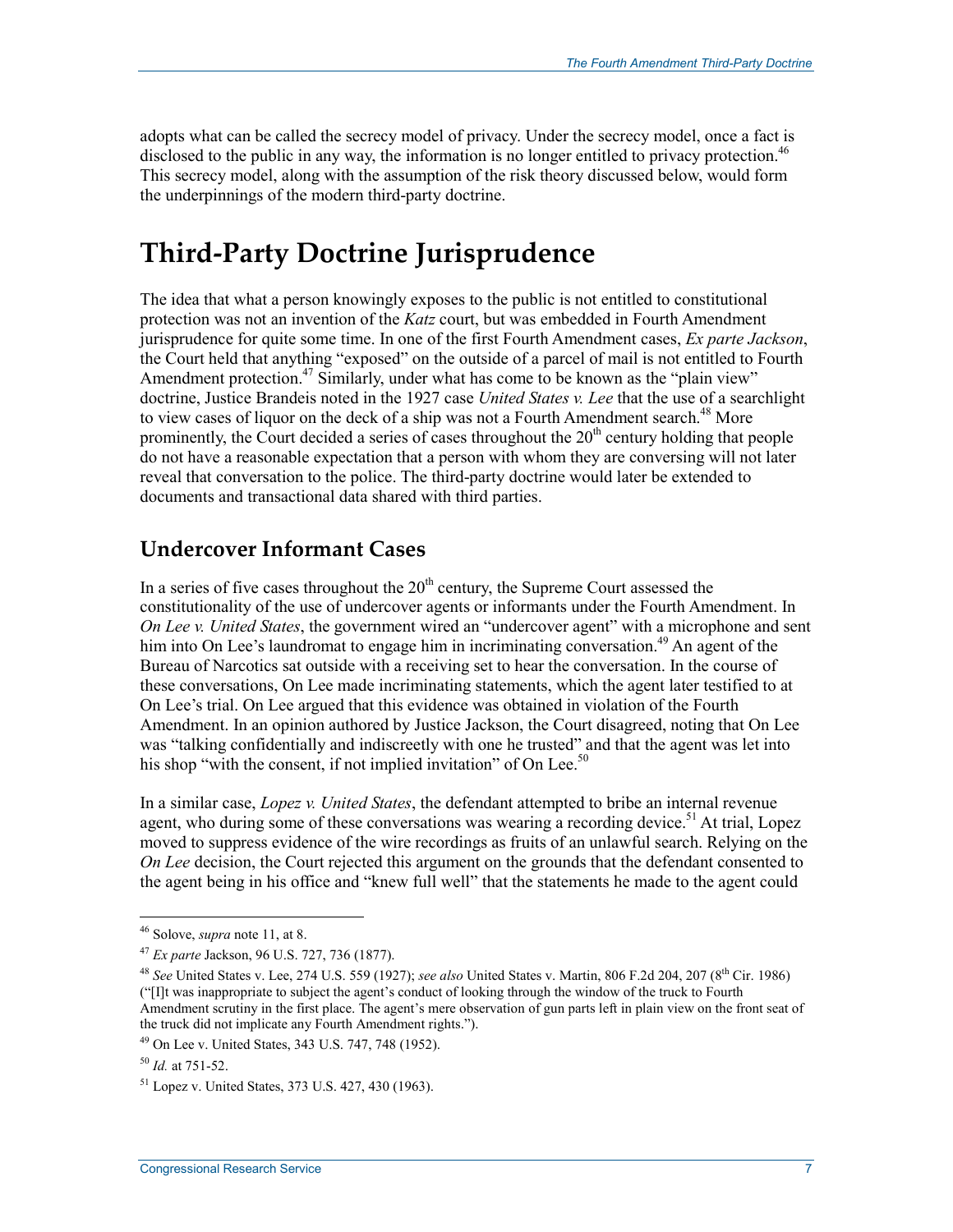adopts what can be called the secrecy model of privacy. Under the secrecy model, once a fact is disclosed to the public in any way, the information is no longer entitled to privacy protection.[46] This secrecy model, along with the assumption of the risk theory discussed below, would form the underpinnings of the modern third-party doctrine.

# Third-Party Doctrine Jurisprudence

The idea that what a person knowingly exposes to the public is not entitled to constitutional protection was not an invention of the *Katz* court, but was embedded in Fourth Amendment jurisprudence for quite some time. In one of the first Fourth Amendment cases, *Ex parte Jackson*, the Court held that anything "exposed" on the outside of a parcel of mail is not entitled to Fourth Amendment protection.[47] Similarly, under what has come to be known as the "plain view" doctrine, Justice Brandeis noted in the 1927 case *United States v. Lee* that the use of a searchlight to view cases of liquor on the deck of a ship was not a Fourth Amendment search.[48] More prominently, the Court decided a series of cases throughout the 20th century holding that people do not have a reasonable expectation that a person with whom they are conversing will not later reveal that conversation to the police. The third-party doctrine would later be extended to documents and transactional data shared with third parties.

## Undercover Informant Cases

In a series of five cases throughout the 20th century, the Supreme Court assessed the constitutionality of the use of undercover agents or informants under the Fourth Amendment. In *On Lee v. United States*, the government wired an "undercover agent" with a microphone and sent him into On Lee's laundromat to engage him in incriminating conversation.[49] An agent of the Bureau of Narcotics sat outside with a receiving set to hear the conversation. In the course of these conversations, On Lee made incriminating statements, which the agent later testified to at On Lee's trial. On Lee argued that this evidence was obtained in violation of the Fourth Amendment. In an opinion authored by Justice Jackson, the Court disagreed, noting that On Lee was "talking confidentially and indiscreetly with one he trusted" and that the agent was let into his shop "with the consent, if not implied invitation" of On Lee.[50]

In a similar case, *Lopez v. United States*, the defendant attempted to bribe an internal revenue agent, who during some of these conversations was wearing a recording device.[51] At trial, Lopez moved to suppress evidence of the wire recordings as fruits of an unlawful search. Relying on the *On Lee* decision, the Court rejected this argument on the grounds that the defendant consented to the agent being in his office and "knew full well" that the statements he made to the agent could

---

[46] Solove, *supra* note 11, at 8.

[47] *Ex parte* Jackson, 96 U.S. 727, 736 (1877).

[48] *See* United States v. Lee, 274 U.S. 559 (1927); *see also* United States v. Martin, 806 F.2d 204, 207 (8th Cir. 1986) ("[I]t was inappropriate to subject the agent's conduct of looking through the window of the truck to Fourth Amendment scrutiny in the first place. The agent's mere observation of gun parts left in plain view on the front seat of the truck did not implicate any Fourth Amendment rights.").

[49] On Lee v. United States, 343 U.S. 747, 748 (1952).

[50] *Id.* at 751-52.

[51] Lopez v. United States, 373 U.S. 427, 430 (1963).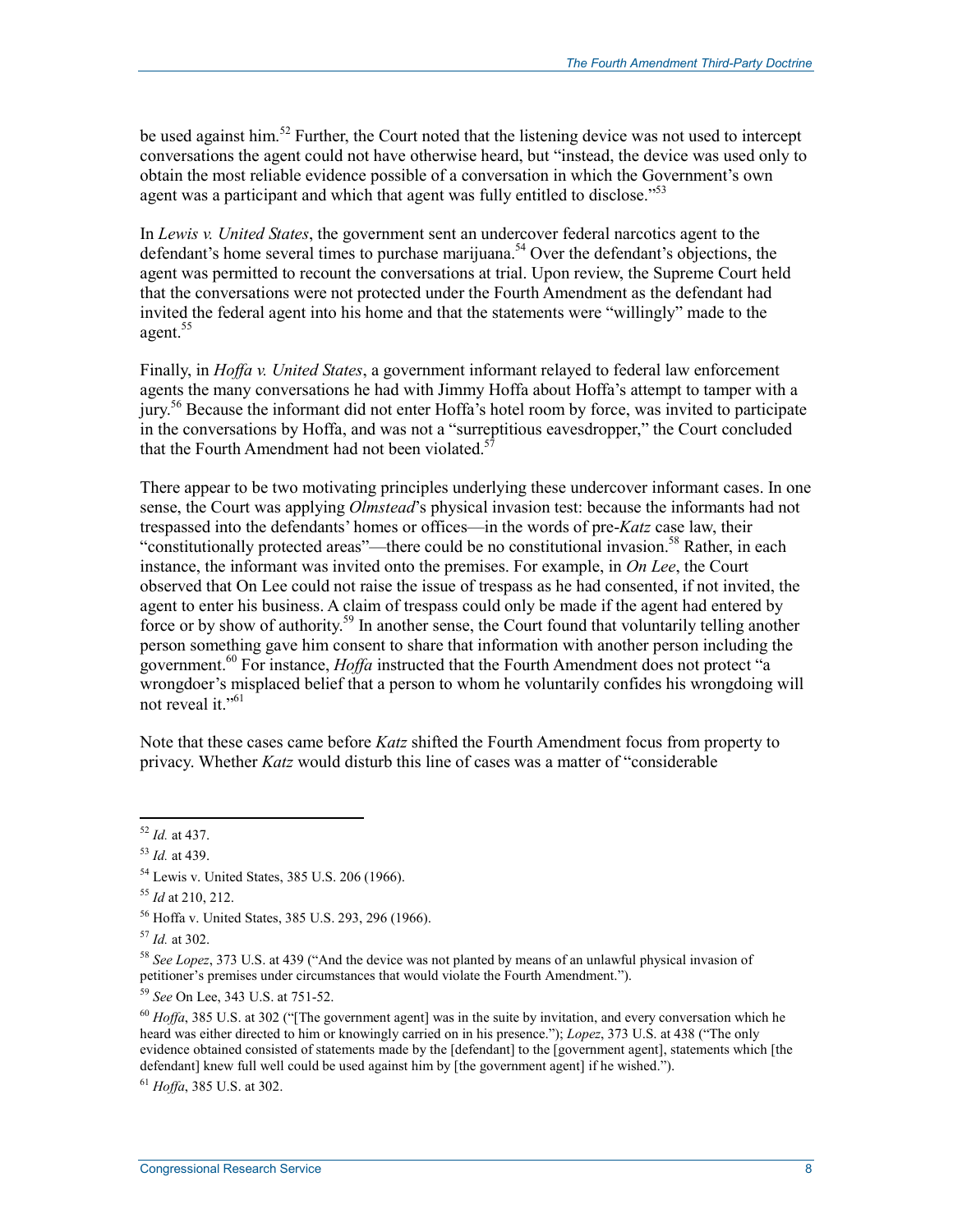be used against him.[52] Further, the Court noted that the listening device was not used to intercept conversations the agent could not have otherwise heard, but "instead, the device was used only to obtain the most reliable evidence possible of a conversation in which the Government's own agent was a participant and which that agent was fully entitled to disclose."[53]

In *Lewis v. United States*, the government sent an undercover federal narcotics agent to the defendant's home several times to purchase marijuana.[54] Over the defendant's objections, the agent was permitted to recount the conversations at trial. Upon review, the Supreme Court held that the conversations were not protected under the Fourth Amendment as the defendant had invited the federal agent into his home and that the statements were "willingly" made to the agent.[55]

Finally, in *Hoffa v. United States*, a government informant relayed to federal law enforcement agents the many conversations he had with Jimmy Hoffa about Hoffa's attempt to tamper with a jury.[56] Because the informant did not enter Hoffa's hotel room by force, was invited to participate in the conversations by Hoffa, and was not a "surreptitious eavesdropper," the Court concluded that the Fourth Amendment had not been violated.[57]

There appear to be two motivating principles underlying these undercover informant cases. In one sense, the Court was applying *Olmstead*'s physical invasion test: because the informants had not trespassed into the defendants' homes or offices—in the words of pre-*Katz* case law, their "constitutionally protected areas"—there could be no constitutional invasion.[58] Rather, in each instance, the informant was invited onto the premises. For example, in *On Lee*, the Court observed that On Lee could not raise the issue of trespass as he had consented, if not invited, the agent to enter his business. A claim of trespass could only be made if the agent had entered by force or by show of authority.[59] In another sense, the Court found that voluntarily telling another person something gave him consent to share that information with another person including the government.[60] For instance, *Hoffa* instructed that the Fourth Amendment does not protect "a wrongdoer's misplaced belief that a person to whom he voluntarily confides his wrongdoing will not reveal it."[61]

Note that these cases came before *Katz* shifted the Fourth Amendment focus from property to privacy. Whether *Katz* would disturb this line of cases was a matter of "considerable

---

[52] *Id.* at 437.

[53] *Id.* at 439.

[54] Lewis v. United States, 385 U.S. 206 (1966).

[55] *Id* at 210, 212.

[56] Hoffa v. United States, 385 U.S. 293, 296 (1966).

[57] *Id.* at 302.

[58] *See Lopez*, 373 U.S. at 439 ("And the device was not planted by means of an unlawful physical invasion of petitioner's premises under circumstances that would violate the Fourth Amendment.").

[59] *See* On Lee, 343 U.S. at 751-52.

[60] *Hoffa*, 385 U.S. at 302 ("[The government agent] was in the suite by invitation, and every conversation which he heard was either directed to him or knowingly carried on in his presence."); *Lopez*, 373 U.S. at 438 ("The only evidence obtained consisted of statements made by the [defendant] to the [government agent], statements which [the defendant] knew full well could be used against him by [the government agent] if he wished.").

[61] *Hoffa*, 385 U.S. at 302.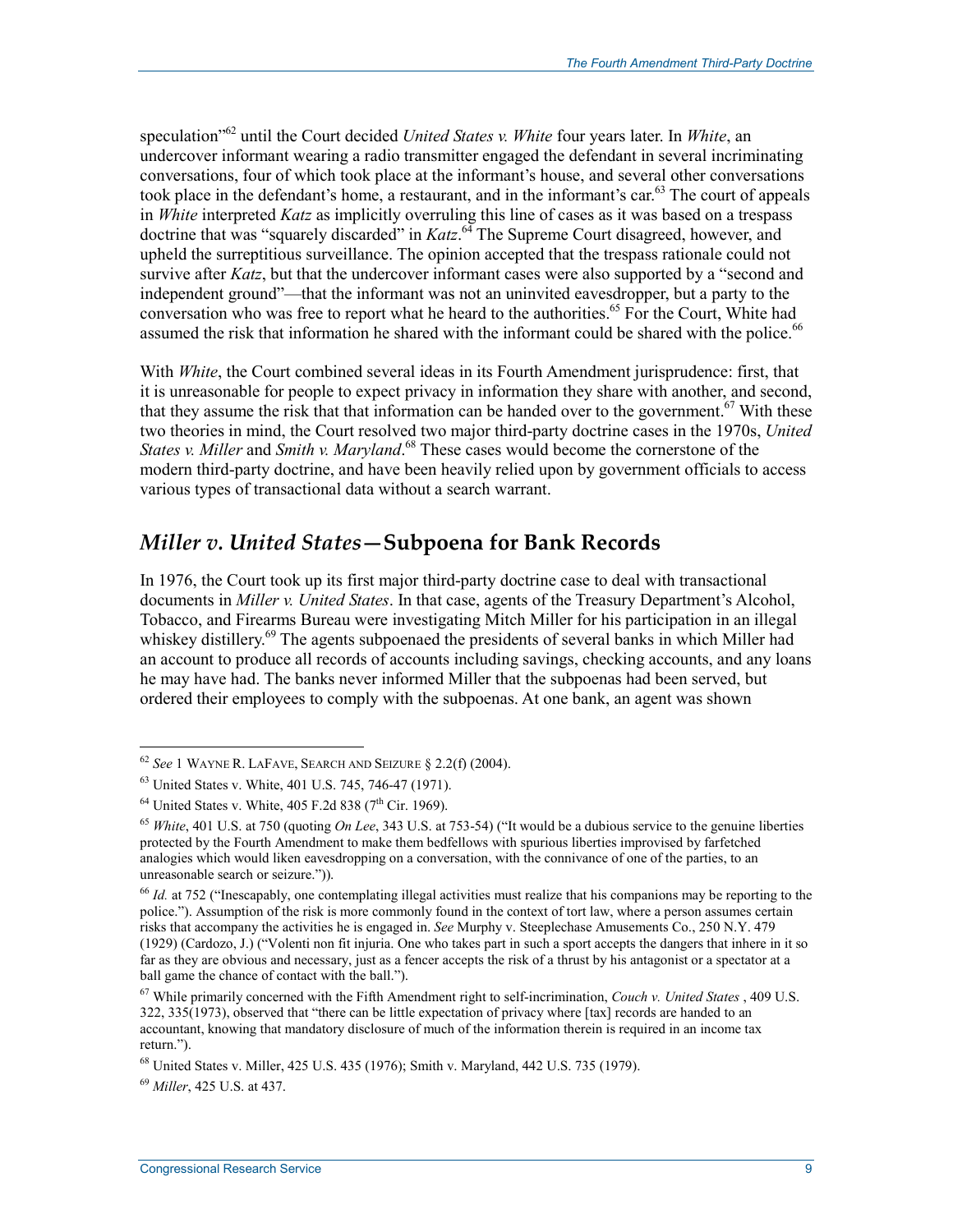speculation"[62] until the Court decided *United States v. White* four years later. In *White*, an undercover informant wearing a radio transmitter engaged the defendant in several incriminating conversations, four of which took place at the informant's house, and several other conversations took place in the defendant's home, a restaurant, and in the informant's car.[63] The court of appeals in *White* interpreted *Katz* as implicitly overruling this line of cases as it was based on a trespass doctrine that was "squarely discarded" in *Katz*.[64] The Supreme Court disagreed, however, and upheld the surreptitious surveillance. The opinion accepted that the trespass rationale could not survive after *Katz*, but that the undercover informant cases were also supported by a "second and independent ground"—that the informant was not an uninvited eavesdropper, but a party to the conversation who was free to report what he heard to the authorities.[65] For the Court, White had assumed the risk that information he shared with the informant could be shared with the police.[66]

With *White*, the Court combined several ideas in its Fourth Amendment jurisprudence: first, that it is unreasonable for people to expect privacy in information they share with another, and second, that they assume the risk that that information can be handed over to the government.[67] With these two theories in mind, the Court resolved two major third-party doctrine cases in the 1970s, *United States v. Miller* and *Smith v. Maryland*.[68] These cases would become the cornerstone of the modern third-party doctrine, and have been heavily relied upon by government officials to access various types of transactional data without a search warrant.

## *Miller v. United States*—Subpoena for Bank Records

In 1976, the Court took up its first major third-party doctrine case to deal with transactional documents in *Miller v. United States*. In that case, agents of the Treasury Department's Alcohol, Tobacco, and Firearms Bureau were investigating Mitch Miller for his participation in an illegal whiskey distillery.[69] The agents subpoenaed the presidents of several banks in which Miller had an account to produce all records of accounts including savings, checking accounts, and any loans he may have had. The banks never informed Miller that the subpoenas had been served, but ordered their employees to comply with the subpoenas. At one bank, an agent was shown

---

[62] *See* 1 WAYNE R. LAFAVE, SEARCH AND SEIZURE § 2.2(f) (2004).

[63] United States v. White, 401 U.S. 745, 746-47 (1971).

[64] United States v. White, 405 F.2d 838 (7th Cir. 1969).

[65] *White*, 401 U.S. at 750 (quoting *On Lee*, 343 U.S. at 753-54) ("It would be a dubious service to the genuine liberties protected by the Fourth Amendment to make them bedfellows with spurious liberties improvised by farfetched analogies which would liken eavesdropping on a conversation, with the connivance of one of the parties, to an unreasonable search or seizure.")).

[66] *Id.* at 752 ("Inescapably, one contemplating illegal activities must realize that his companions may be reporting to the police."). Assumption of the risk is more commonly found in the context of tort law, where a person assumes certain risks that accompany the activities he is engaged in. *See* Murphy v. Steeplechase Amusements Co., 250 N.Y. 479 (1929) (Cardozo, J.) ("Volenti non fit injuria. One who takes part in such a sport accepts the dangers that inhere in it so far as they are obvious and necessary, just as a fencer accepts the risk of a thrust by his antagonist or a spectator at a ball game the chance of contact with the ball.").

[67] While primarily concerned with the Fifth Amendment right to self-incrimination, *Couch v. United States* , 409 U.S. 322, 335(1973), observed that "there can be little expectation of privacy where [tax] records are handed to an accountant, knowing that mandatory disclosure of much of the information therein is required in an income tax return.").

[68] United States v. Miller, 425 U.S. 435 (1976); Smith v. Maryland, 442 U.S. 735 (1979).

[69] *Miller*, 425 U.S. at 437.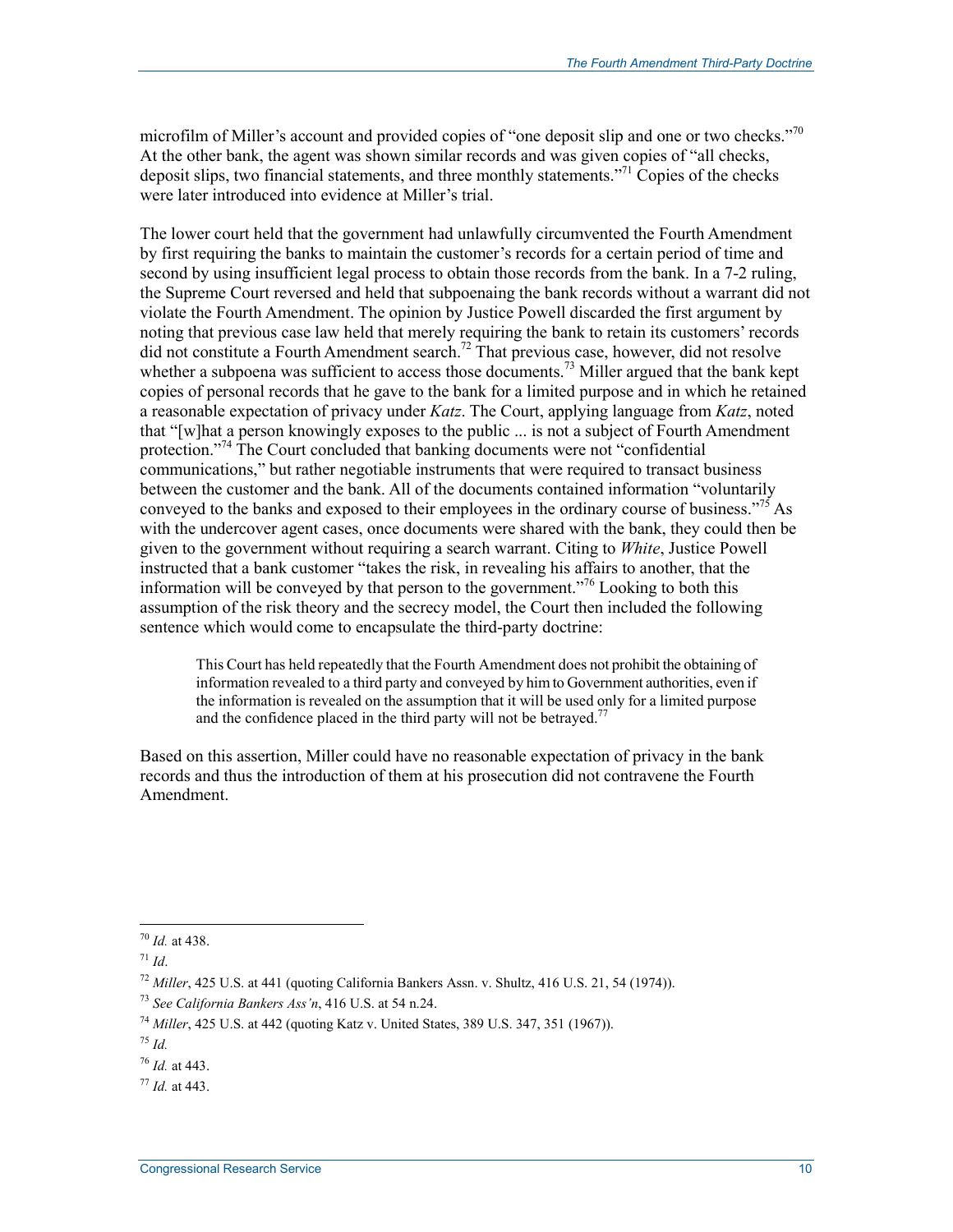microfilm of Miller's account and provided copies of "one deposit slip and one or two checks."[70] At the other bank, the agent was shown similar records and was given copies of "all checks, deposit slips, two financial statements, and three monthly statements."[71] Copies of the checks were later introduced into evidence at Miller's trial.

The lower court held that the government had unlawfully circumvented the Fourth Amendment by first requiring the banks to maintain the customer's records for a certain period of time and second by using insufficient legal process to obtain those records from the bank. In a 7-2 ruling, the Supreme Court reversed and held that subpoenaing the bank records without a warrant did not violate the Fourth Amendment. The opinion by Justice Powell discarded the first argument by noting that previous case law held that merely requiring the bank to retain its customers' records did not constitute a Fourth Amendment search.[72] That previous case, however, did not resolve whether a subpoena was sufficient to access those documents.[73] Miller argued that the bank kept copies of personal records that he gave to the bank for a limited purpose and in which he retained a reasonable expectation of privacy under *Katz*. The Court, applying language from *Katz*, noted that "[w]hat a person knowingly exposes to the public ... is not a subject of Fourth Amendment protection."[74] The Court concluded that banking documents were not "confidential communications," but rather negotiable instruments that were required to transact business between the customer and the bank. All of the documents contained information "voluntarily conveyed to the banks and exposed to their employees in the ordinary course of business."[75] As with the undercover agent cases, once documents were shared with the bank, they could then be given to the government without requiring a search warrant. Citing to *White*, Justice Powell instructed that a bank customer "takes the risk, in revealing his affairs to another, that the information will be conveyed by that person to the government."[76] Looking to both this assumption of the risk theory and the secrecy model, the Court then included the following sentence which would come to encapsulate the third-party doctrine:

> This Court has held repeatedly that the Fourth Amendment does not prohibit the obtaining of information revealed to a third party and conveyed by him to Government authorities, even if the information is revealed on the assumption that it will be used only for a limited purpose and the confidence placed in the third party will not be betrayed.[77]

Based on this assertion, Miller could have no reasonable expectation of privacy in the bank records and thus the introduction of them at his prosecution did not contravene the Fourth Amendment.

---

[70] *Id.* at 438.

[71] *Id*.

[72] *Miller*, 425 U.S. at 441 (quoting California Bankers Assn. v. Shultz, 416 U.S. 21, 54 (1974)).

[73] *See California Bankers Ass'n*, 416 U.S. at 54 n.24.

[74] *Miller*, 425 U.S. at 442 (quoting Katz v. United States, 389 U.S. 347, 351 (1967)).

[75] *Id.*

[76] *Id.* at 443.

[77] *Id.* at 443.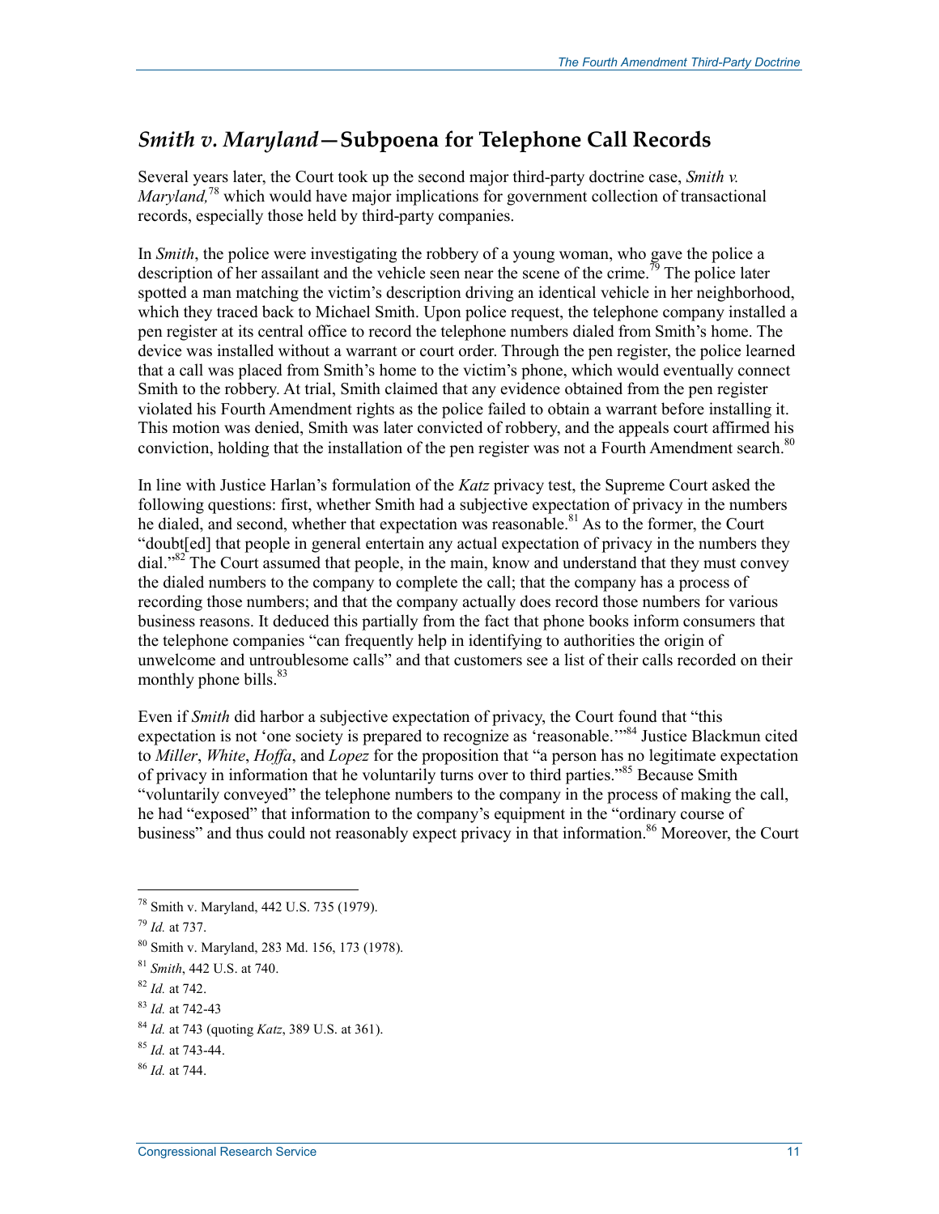## *Smith v. Maryland*—Subpoena for Telephone Call Records

Several years later, the Court took up the second major third-party doctrine case, *Smith v. Maryland,*[78] which would have major implications for government collection of transactional records, especially those held by third-party companies.

In *Smith*, the police were investigating the robbery of a young woman, who gave the police a description of her assailant and the vehicle seen near the scene of the crime.[79] The police later spotted a man matching the victim's description driving an identical vehicle in her neighborhood, which they traced back to Michael Smith. Upon police request, the telephone company installed a pen register at its central office to record the telephone numbers dialed from Smith's home. The device was installed without a warrant or court order. Through the pen register, the police learned that a call was placed from Smith's home to the victim's phone, which would eventually connect Smith to the robbery. At trial, Smith claimed that any evidence obtained from the pen register violated his Fourth Amendment rights as the police failed to obtain a warrant before installing it. This motion was denied, Smith was later convicted of robbery, and the appeals court affirmed his conviction, holding that the installation of the pen register was not a Fourth Amendment search.[80]

In line with Justice Harlan's formulation of the *Katz* privacy test, the Supreme Court asked the following questions: first, whether Smith had a subjective expectation of privacy in the numbers he dialed, and second, whether that expectation was reasonable.[81] As to the former, the Court "doubt[ed] that people in general entertain any actual expectation of privacy in the numbers they dial."[82] The Court assumed that people, in the main, know and understand that they must convey the dialed numbers to the company to complete the call; that the company has a process of recording those numbers; and that the company actually does record those numbers for various business reasons. It deduced this partially from the fact that phone books inform consumers that the telephone companies "can frequently help in identifying to authorities the origin of unwelcome and untroublesome calls" and that customers see a list of their calls recorded on their monthly phone bills.[83]

Even if *Smith* did harbor a subjective expectation of privacy, the Court found that "this expectation is not 'one society is prepared to recognize as 'reasonable.''"[84] Justice Blackmun cited to *Miller*, *White*, *Hoffa*, and *Lopez* for the proposition that "a person has no legitimate expectation of privacy in information that he voluntarily turns over to third parties."[85] Because Smith "voluntarily conveyed" the telephone numbers to the company in the process of making the call, he had "exposed" that information to the company's equipment in the "ordinary course of business" and thus could not reasonably expect privacy in that information.[86] Moreover, the Court

---

[78] Smith v. Maryland, 442 U.S. 735 (1979).

[79] *Id.* at 737.

[80] Smith v. Maryland, 283 Md. 156, 173 (1978).

[81] *Smith*, 442 U.S. at 740.

[82] *Id.* at 742.

[83] *Id.* at 742-43

[84] *Id.* at 743 (quoting *Katz*, 389 U.S. at 361).

[85] *Id.* at 743-44.

[86] *Id.* at 744.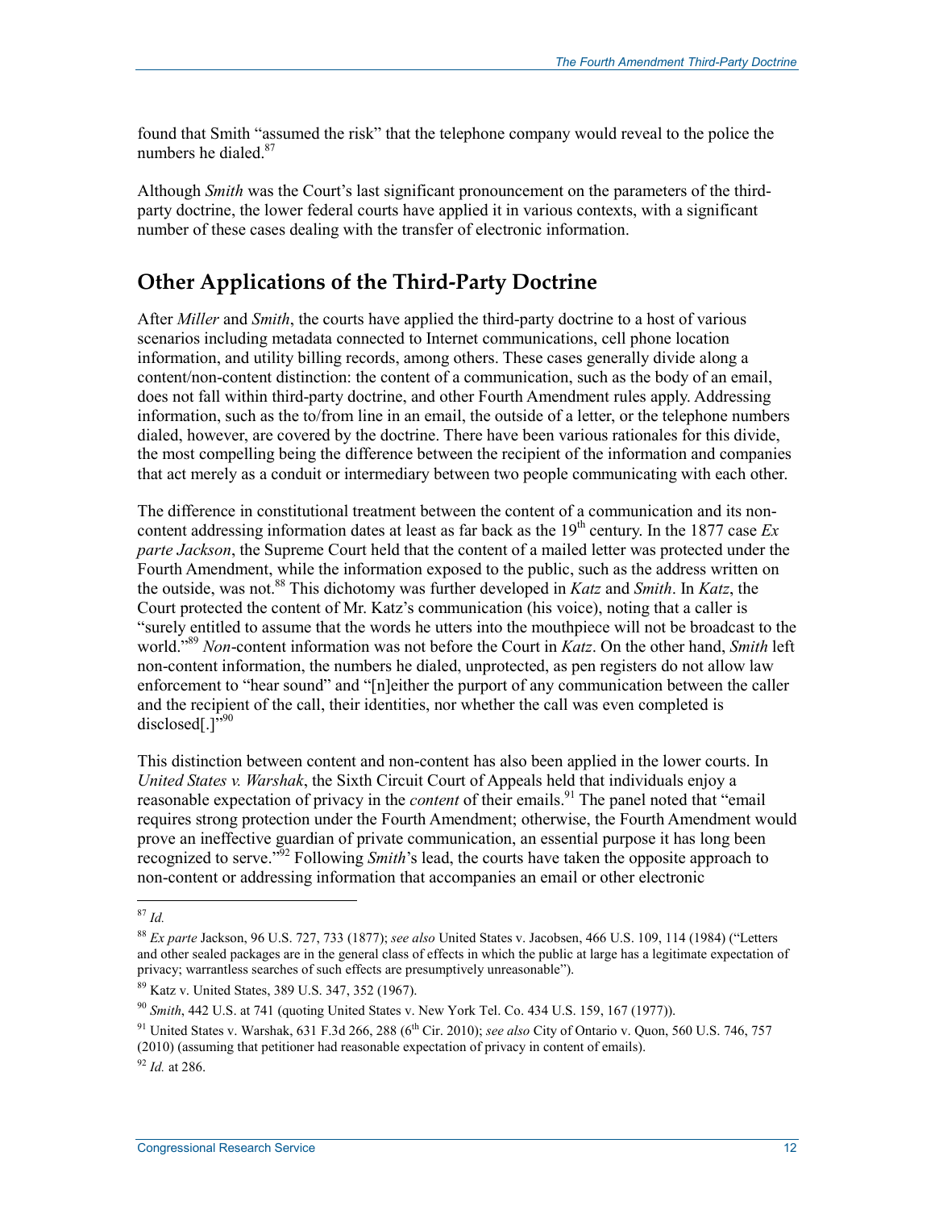found that Smith "assumed the risk" that the telephone company would reveal to the police the numbers he dialed.[87]

Although *Smith* was the Court's last significant pronouncement on the parameters of the third-party doctrine, the lower federal courts have applied it in various contexts, with a significant number of these cases dealing with the transfer of electronic information.

## Other Applications of the Third-Party Doctrine

After *Miller* and *Smith*, the courts have applied the third-party doctrine to a host of various scenarios including metadata connected to Internet communications, cell phone location information, and utility billing records, among others. These cases generally divide along a content/non-content distinction: the content of a communication, such as the body of an email, does not fall within third-party doctrine, and other Fourth Amendment rules apply. Addressing information, such as the to/from line in an email, the outside of a letter, or the telephone numbers dialed, however, are covered by the doctrine. There have been various rationales for this divide, the most compelling being the difference between the recipient of the information and companies that act merely as a conduit or intermediary between two people communicating with each other.

The difference in constitutional treatment between the content of a communication and its non-content addressing information dates at least as far back as the 19th century. In the 1877 case *Ex parte Jackson*, the Supreme Court held that the content of a mailed letter was protected under the Fourth Amendment, while the information exposed to the public, such as the address written on the outside, was not.[88] This dichotomy was further developed in *Katz* and *Smith*. In *Katz*, the Court protected the content of Mr. Katz's communication (his voice), noting that a caller is "surely entitled to assume that the words he utters into the mouthpiece will not be broadcast to the world."[89] *Non*-content information was not before the Court in *Katz*. On the other hand, *Smith* left non-content information, the numbers he dialed, unprotected, as pen registers do not allow law enforcement to "hear sound" and "[n]either the purport of any communication between the caller and the recipient of the call, their identities, nor whether the call was even completed is disclosed[.]"[90]

This distinction between content and non-content has also been applied in the lower courts. In *United States v. Warshak*, the Sixth Circuit Court of Appeals held that individuals enjoy a reasonable expectation of privacy in the *content* of their emails.[91] The panel noted that "email requires strong protection under the Fourth Amendment; otherwise, the Fourth Amendment would prove an ineffective guardian of private communication, an essential purpose it has long been recognized to serve."[92] Following *Smith*'s lead, the courts have taken the opposite approach to non-content or addressing information that accompanies an email or other electronic

---

[87] *Id.*

[88] *Ex parte* Jackson, 96 U.S. 727, 733 (1877); *see also* United States v. Jacobsen, 466 U.S. 109, 114 (1984) ("Letters and other sealed packages are in the general class of effects in which the public at large has a legitimate expectation of privacy; warrantless searches of such effects are presumptively unreasonable").

[89] Katz v. United States, 389 U.S. 347, 352 (1967).

[90] *Smith*, 442 U.S. at 741 (quoting United States v. New York Tel. Co. 434 U.S. 159, 167 (1977)).

[91] United States v. Warshak, 631 F.3d 266, 288 (6th Cir. 2010); *see also* City of Ontario v. Quon, 560 U.S. 746, 757 (2010) (assuming that petitioner had reasonable expectation of privacy in content of emails).

[92] *Id.* at 286.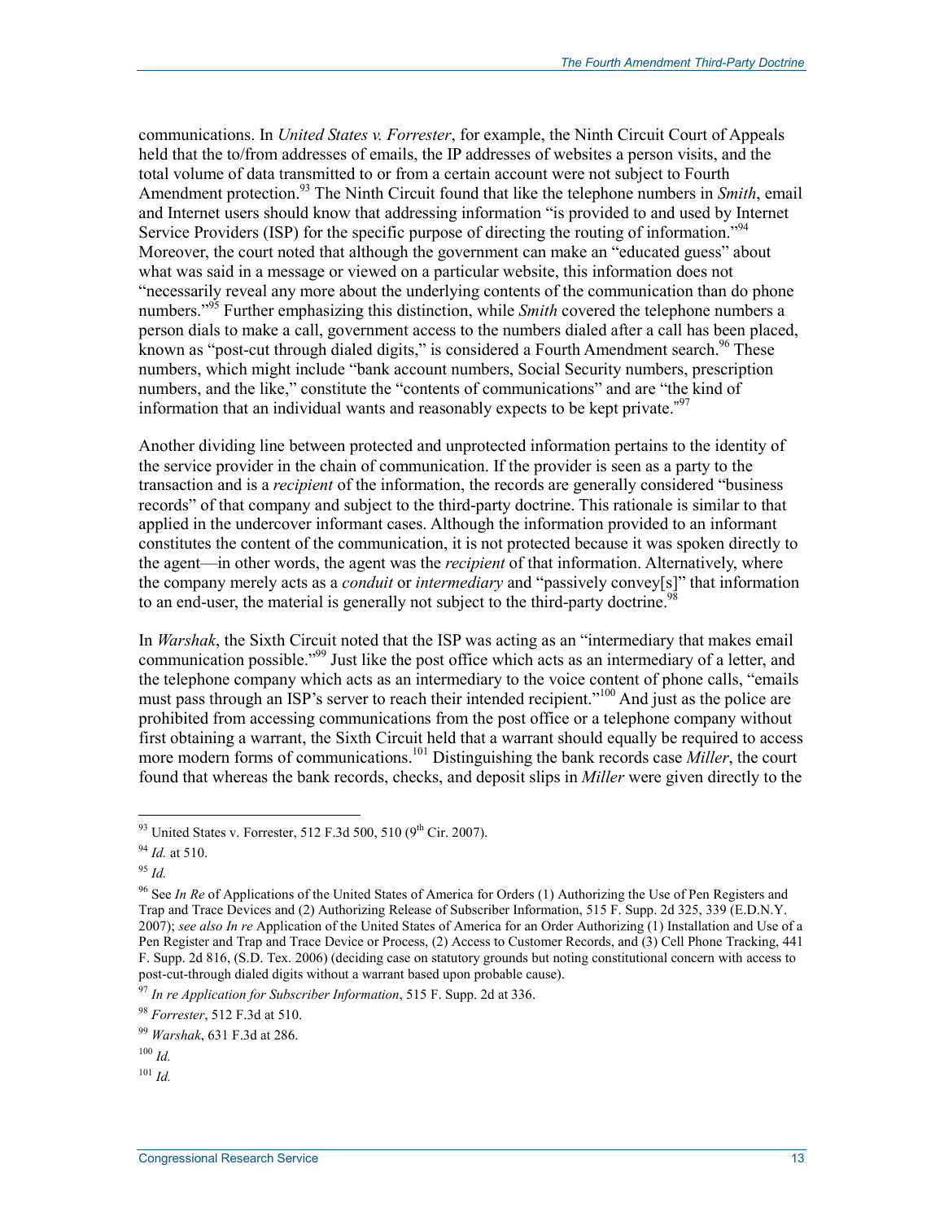communications. In *United States v. Forrester*, for example, the Ninth Circuit Court of Appeals held that the to/from addresses of emails, the IP addresses of websites a person visits, and the total volume of data transmitted to or from a certain account were not subject to Fourth Amendment protection.[93] The Ninth Circuit found that like the telephone numbers in *Smith*, email and Internet users should know that addressing information "is provided to and used by Internet Service Providers (ISP) for the specific purpose of directing the routing of information."[94] Moreover, the court noted that although the government can make an "educated guess" about what was said in a message or viewed on a particular website, this information does not "necessarily reveal any more about the underlying contents of the communication than do phone numbers."[95] Further emphasizing this distinction, while *Smith* covered the telephone numbers a person dials to make a call, government access to the numbers dialed after a call has been placed, known as "post-cut through dialed digits," is considered a Fourth Amendment search.[96] These numbers, which might include "bank account numbers, Social Security numbers, prescription numbers, and the like," constitute the "contents of communications" and are "the kind of information that an individual wants and reasonably expects to be kept private."[97]

Another dividing line between protected and unprotected information pertains to the identity of the service provider in the chain of communication. If the provider is seen as a party to the transaction and is a *recipient* of the information, the records are generally considered "business records" of that company and subject to the third-party doctrine. This rationale is similar to that applied in the undercover informant cases. Although the information provided to an informant constitutes the content of the communication, it is not protected because it was spoken directly to the agent—in other words, the agent was the *recipient* of that information. Alternatively, where the company merely acts as a *conduit* or *intermediary* and "passively convey[s]" that information to an end-user, the material is generally not subject to the third-party doctrine.[98]

In *Warshak*, the Sixth Circuit noted that the ISP was acting as an "intermediary that makes email communication possible."[99] Just like the post office which acts as an intermediary of a letter, and the telephone company which acts as an intermediary to the voice content of phone calls, "emails must pass through an ISP's server to reach their intended recipient."[100] And just as the police are prohibited from accessing communications from the post office or a telephone company without first obtaining a warrant, the Sixth Circuit held that a warrant should equally be required to access more modern forms of communications.[101] Distinguishing the bank records case *Miller*, the court found that whereas the bank records, checks, and deposit slips in *Miller* were given directly to the

---

[93] United States v. Forrester, 512 F.3d 500, 510 (9th Cir. 2007).

[94] *Id.* at 510.

[95] *Id.*

[96] See *In Re* of Applications of the United States of America for Orders (1) Authorizing the Use of Pen Registers and Trap and Trace Devices and (2) Authorizing Release of Subscriber Information, 515 F. Supp. 2d 325, 339 (E.D.N.Y. 2007); *see also In re* Application of the United States of America for an Order Authorizing (1) Installation and Use of a Pen Register and Trap and Trace Device or Process, (2) Access to Customer Records, and (3) Cell Phone Tracking, 441 F. Supp. 2d 816, (S.D. Tex. 2006) (deciding case on statutory grounds but noting constitutional concern with access to post-cut-through dialed digits without a warrant based upon probable cause).

[97] *In re Application for Subscriber Information*, 515 F. Supp. 2d at 336.

[98] *Forrester*, 512 F.3d at 510.

[99] *Warshak*, 631 F.3d at 286.

[100] *Id.*

[101] *Id.*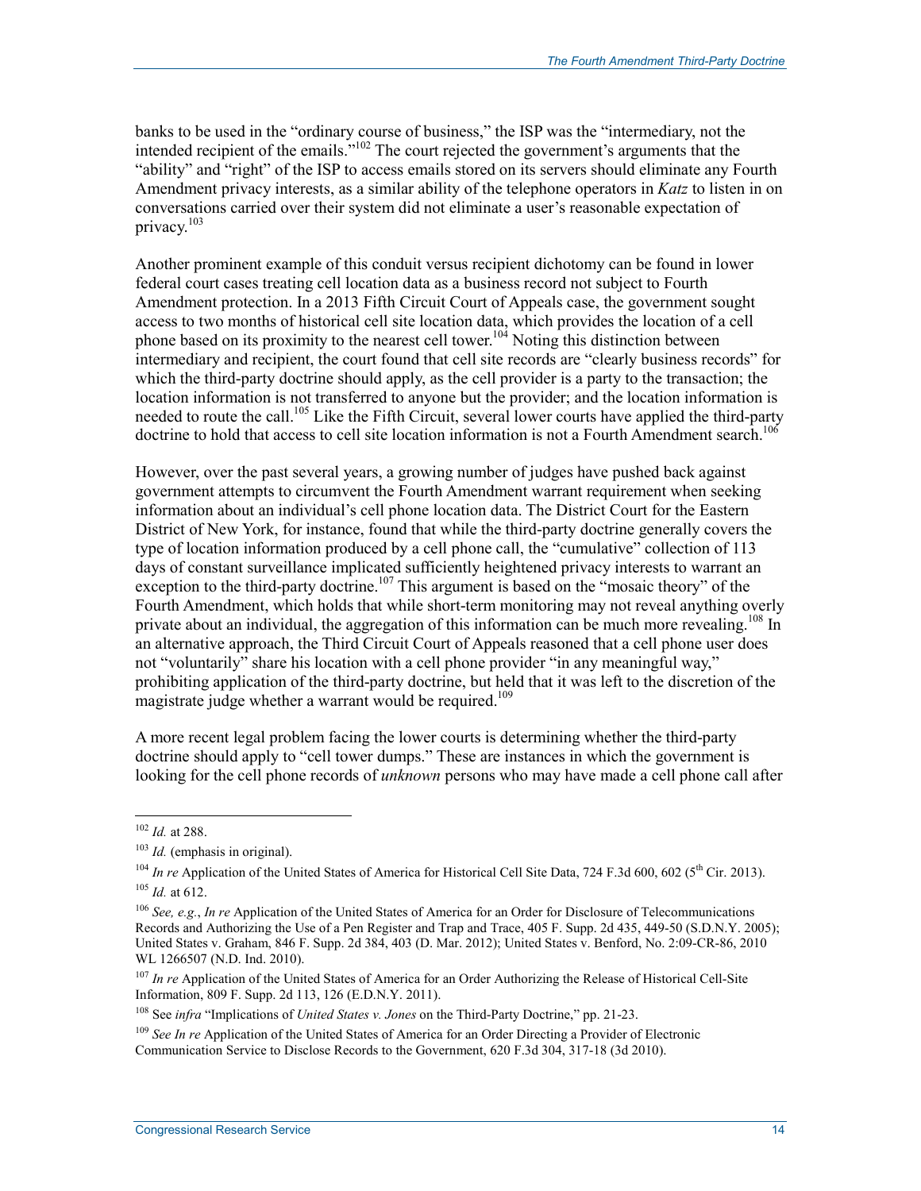banks to be used in the "ordinary course of business," the ISP was the "intermediary, not the intended recipient of the emails."[102] The court rejected the government's arguments that the "ability" and "right" of the ISP to access emails stored on its servers should eliminate any Fourth Amendment privacy interests, as a similar ability of the telephone operators in *Katz* to listen in on conversations carried over their system did not eliminate a user's reasonable expectation of privacy.[103]

Another prominent example of this conduit versus recipient dichotomy can be found in lower federal court cases treating cell location data as a business record not subject to Fourth Amendment protection. In a 2013 Fifth Circuit Court of Appeals case, the government sought access to two months of historical cell site location data, which provides the location of a cell phone based on its proximity to the nearest cell tower.[104] Noting this distinction between intermediary and recipient, the court found that cell site records are "clearly business records" for which the third-party doctrine should apply, as the cell provider is a party to the transaction; the location information is not transferred to anyone but the provider; and the location information is needed to route the call.[105] Like the Fifth Circuit, several lower courts have applied the third-party doctrine to hold that access to cell site location information is not a Fourth Amendment search.[106]

However, over the past several years, a growing number of judges have pushed back against government attempts to circumvent the Fourth Amendment warrant requirement when seeking information about an individual's cell phone location data. The District Court for the Eastern District of New York, for instance, found that while the third-party doctrine generally covers the type of location information produced by a cell phone call, the "cumulative" collection of 113 days of constant surveillance implicated sufficiently heightened privacy interests to warrant an exception to the third-party doctrine.[107] This argument is based on the "mosaic theory" of the Fourth Amendment, which holds that while short-term monitoring may not reveal anything overly private about an individual, the aggregation of this information can be much more revealing.[108] In an alternative approach, the Third Circuit Court of Appeals reasoned that a cell phone user does not "voluntarily" share his location with a cell phone provider "in any meaningful way," prohibiting application of the third-party doctrine, but held that it was left to the discretion of the magistrate judge whether a warrant would be required.[109]

A more recent legal problem facing the lower courts is determining whether the third-party doctrine should apply to "cell tower dumps." These are instances in which the government is looking for the cell phone records of *unknown* persons who may have made a cell phone call after

---

[102] *Id.* at 288.

[103] *Id.* (emphasis in original).

[104] *In re* Application of the United States of America for Historical Cell Site Data, 724 F.3d 600, 602 (5th Cir. 2013).

[105] *Id.* at 612.

[106] *See, e.g.*, *In re* Application of the United States of America for an Order for Disclosure of Telecommunications Records and Authorizing the Use of a Pen Register and Trap and Trace, 405 F. Supp. 2d 435, 449-50 (S.D.N.Y. 2005); United States v. Graham, 846 F. Supp. 2d 384, 403 (D. Mar. 2012); United States v. Benford, No. 2:09-CR-86, 2010 WL 1266507 (N.D. Ind. 2010).

[107] *In re* Application of the United States of America for an Order Authorizing the Release of Historical Cell-Site Information, 809 F. Supp. 2d 113, 126 (E.D.N.Y. 2011).

[108] See *infra* "Implications of *United States v. Jones* on the Third-Party Doctrine," pp. 21-23.

[109] *See In re* Application of the United States of America for an Order Directing a Provider of Electronic Communication Service to Disclose Records to the Government, 620 F.3d 304, 317-18 (3d 2010).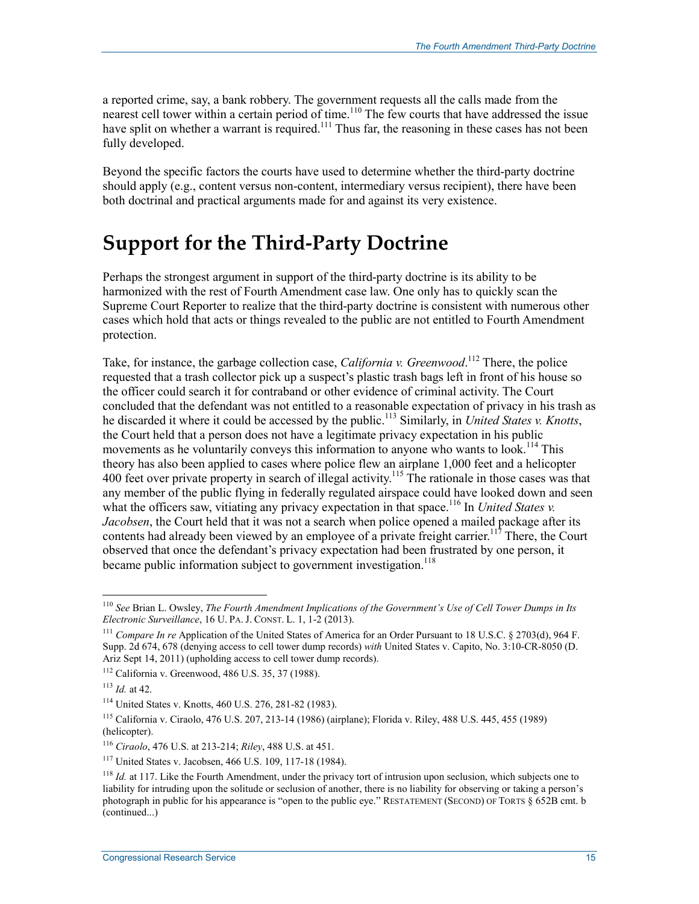a reported crime, say, a bank robbery. The government requests all the calls made from the nearest cell tower within a certain period of time.[110] The few courts that have addressed the issue have split on whether a warrant is required.[111] Thus far, the reasoning in these cases has not been fully developed.

Beyond the specific factors the courts have used to determine whether the third-party doctrine should apply (e.g., content versus non-content, intermediary versus recipient), there have been both doctrinal and practical arguments made for and against its very existence.

# Support for the Third-Party Doctrine

Perhaps the strongest argument in support of the third-party doctrine is its ability to be harmonized with the rest of Fourth Amendment case law. One only has to quickly scan the Supreme Court Reporter to realize that the third-party doctrine is consistent with numerous other cases which hold that acts or things revealed to the public are not entitled to Fourth Amendment protection.

Take, for instance, the garbage collection case, *California v. Greenwood*.[112] There, the police requested that a trash collector pick up a suspect's plastic trash bags left in front of his house so the officer could search it for contraband or other evidence of criminal activity. The Court concluded that the defendant was not entitled to a reasonable expectation of privacy in his trash as he discarded it where it could be accessed by the public.[113] Similarly, in *United States v. Knotts*, the Court held that a person does not have a legitimate privacy expectation in his public movements as he voluntarily conveys this information to anyone who wants to look.[114] This theory has also been applied to cases where police flew an airplane 1,000 feet and a helicopter 400 feet over private property in search of illegal activity.[115] The rationale in those cases was that any member of the public flying in federally regulated airspace could have looked down and seen what the officers saw, vitiating any privacy expectation in that space.[116] In *United States v. Jacobsen*, the Court held that it was not a search when police opened a mailed package after its contents had already been viewed by an employee of a private freight carrier.[117] There, the Court observed that once the defendant's privacy expectation had been frustrated by one person, it became public information subject to government investigation.[118]

---

[110] *See* Brian L. Owsley, *The Fourth Amendment Implications of the Government's Use of Cell Tower Dumps in Its Electronic Surveillance*, 16 U. PA. J. CONST. L. 1, 1-2 (2013).

[111] *Compare In re* Application of the United States of America for an Order Pursuant to 18 U.S.C. § 2703(d), 964 F. Supp. 2d 674, 678 (denying access to cell tower dump records) *with* United States v. Capito, No. 3:10-CR-8050 (D. Ariz Sept 14, 2011) (upholding access to cell tower dump records).

[112] California v. Greenwood, 486 U.S. 35, 37 (1988).

[113] *Id.* at 42.

[114] United States v. Knotts, 460 U.S. 276, 281-82 (1983).

[115] California v. Ciraolo, 476 U.S. 207, 213-14 (1986) (airplane); Florida v. Riley, 488 U.S. 445, 455 (1989) (helicopter).

[116] *Ciraolo*, 476 U.S. at 213-214; *Riley*, 488 U.S. at 451.

[117] United States v. Jacobsen, 466 U.S. 109, 117-18 (1984).

[118] *Id.* at 117. Like the Fourth Amendment, under the privacy tort of intrusion upon seclusion, which subjects one to liability for intruding upon the solitude or seclusion of another, there is no liability for observing or taking a person's photograph in public for his appearance is "open to the public eye." RESTATEMENT (SECOND) OF TORTS § 652B cmt. b (continued...)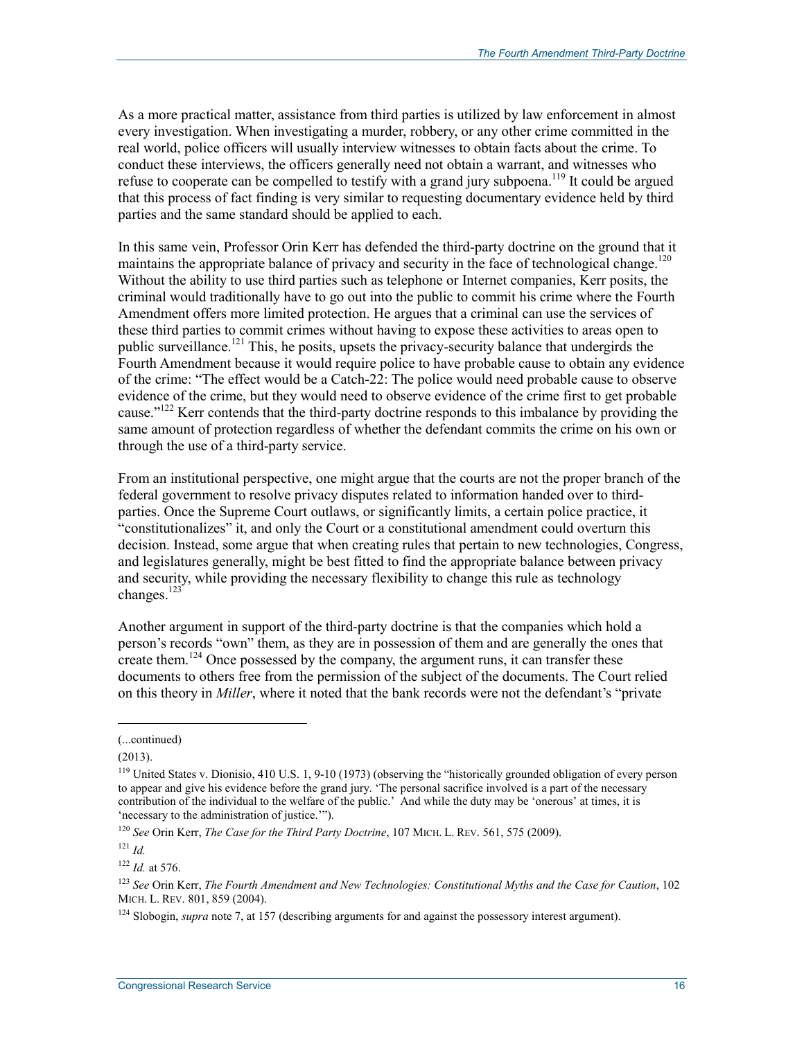As a more practical matter, assistance from third parties is utilized by law enforcement in almost every investigation. When investigating a murder, robbery, or any other crime committed in the real world, police officers will usually interview witnesses to obtain facts about the crime. To conduct these interviews, the officers generally need not obtain a warrant, and witnesses who refuse to cooperate can be compelled to testify with a grand jury subpoena.[119] It could be argued that this process of fact finding is very similar to requesting documentary evidence held by third parties and the same standard should be applied to each.

In this same vein, Professor Orin Kerr has defended the third-party doctrine on the ground that it maintains the appropriate balance of privacy and security in the face of technological change.[120] Without the ability to use third parties such as telephone or Internet companies, Kerr posits, the criminal would traditionally have to go out into the public to commit his crime where the Fourth Amendment offers more limited protection. He argues that a criminal can use the services of these third parties to commit crimes without having to expose these activities to areas open to public surveillance.[121] This, he posits, upsets the privacy-security balance that undergirds the Fourth Amendment because it would require police to have probable cause to obtain any evidence of the crime: "The effect would be a Catch-22: The police would need probable cause to observe evidence of the crime, but they would need to observe evidence of the crime first to get probable cause."[122] Kerr contends that the third-party doctrine responds to this imbalance by providing the same amount of protection regardless of whether the defendant commits the crime on his own or through the use of a third-party service.

From an institutional perspective, one might argue that the courts are not the proper branch of the federal government to resolve privacy disputes related to information handed over to third-parties. Once the Supreme Court outlaws, or significantly limits, a certain police practice, it "constitutionalizes" it, and only the Court or a constitutional amendment could overturn this decision. Instead, some argue that when creating rules that pertain to new technologies, Congress, and legislatures generally, might be best fitted to find the appropriate balance between privacy and security, while providing the necessary flexibility to change this rule as technology changes.[123]

Another argument in support of the third-party doctrine is that the companies which hold a person's records "own" them, as they are in possession of them and are generally the ones that create them.[124] Once possessed by the company, the argument runs, it can transfer these documents to others free from the permission of the subject of the documents. The Court relied on this theory in *Miller*, where it noted that the bank records were not the defendant's "private

---

(...continued)

(2013).

[119] United States v. Dionisio, 410 U.S. 1, 9-10 (1973) (observing the "historically grounded obligation of every person to appear and give his evidence before the grand jury. 'The personal sacrifice involved is a part of the necessary contribution of the individual to the welfare of the public.' And while the duty may be 'onerous' at times, it is 'necessary to the administration of justice.'").

[120] *See* Orin Kerr, *The Case for the Third Party Doctrine*, 107 MICH. L. REV. 561, 575 (2009).

[121] *Id.*

[122] *Id.* at 576.

[123] *See* Orin Kerr, *The Fourth Amendment and New Technologies: Constitutional Myths and the Case for Caution*, 102 MICH. L. REV. 801, 859 (2004).

[124] Slobogin, *supra* note 7, at 157 (describing arguments for and against the possessory interest argument).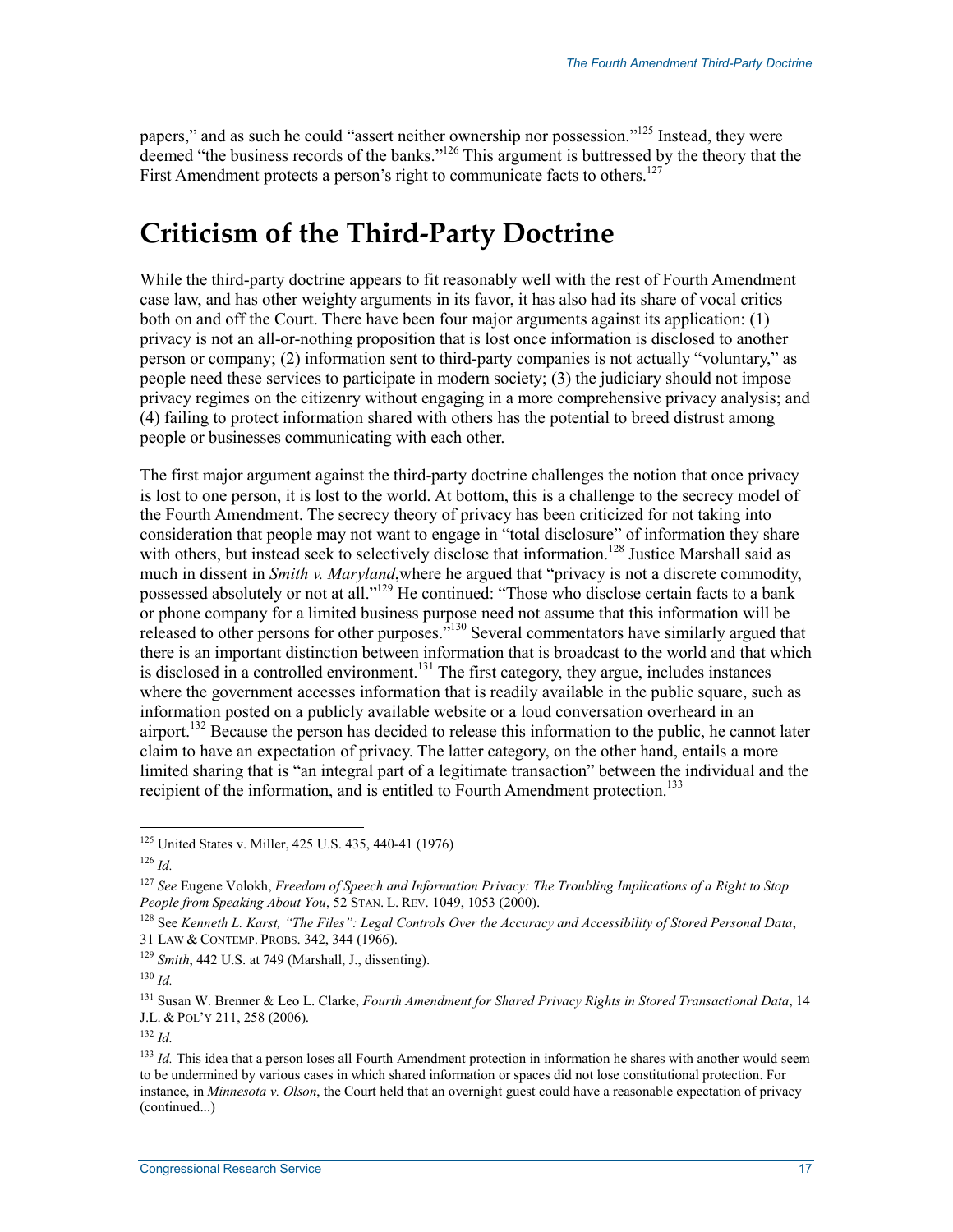papers," and as such he could "assert neither ownership nor possession."[125] Instead, they were deemed "the business records of the banks."[126] This argument is buttressed by the theory that the First Amendment protects a person's right to communicate facts to others.[127]

# Criticism of the Third-Party Doctrine

While the third-party doctrine appears to fit reasonably well with the rest of Fourth Amendment case law, and has other weighty arguments in its favor, it has also had its share of vocal critics both on and off the Court. There have been four major arguments against its application: (1) privacy is not an all-or-nothing proposition that is lost once information is disclosed to another person or company; (2) information sent to third-party companies is not actually "voluntary," as people need these services to participate in modern society; (3) the judiciary should not impose privacy regimes on the citizenry without engaging in a more comprehensive privacy analysis; and (4) failing to protect information shared with others has the potential to breed distrust among people or businesses communicating with each other.

The first major argument against the third-party doctrine challenges the notion that once privacy is lost to one person, it is lost to the world. At bottom, this is a challenge to the secrecy model of the Fourth Amendment. The secrecy theory of privacy has been criticized for not taking into consideration that people may not want to engage in "total disclosure" of information they share with others, but instead seek to selectively disclose that information.[128] Justice Marshall said as much in dissent in *Smith v. Maryland*,where he argued that "privacy is not a discrete commodity, possessed absolutely or not at all."[129] He continued: "Those who disclose certain facts to a bank or phone company for a limited business purpose need not assume that this information will be released to other persons for other purposes."[130] Several commentators have similarly argued that there is an important distinction between information that is broadcast to the world and that which is disclosed in a controlled environment.[131] The first category, they argue, includes instances where the government accesses information that is readily available in the public square, such as information posted on a publicly available website or a loud conversation overheard in an airport.[132] Because the person has decided to release this information to the public, he cannot later claim to have an expectation of privacy. The latter category, on the other hand, entails a more limited sharing that is "an integral part of a legitimate transaction" between the individual and the recipient of the information, and is entitled to Fourth Amendment protection.[133]

---

[125] United States v. Miller, 425 U.S. 435, 440-41 (1976)

[126] *Id.*

[127] *See* Eugene Volokh, *Freedom of Speech and Information Privacy: The Troubling Implications of a Right to Stop People from Speaking About You*, 52 STAN. L. REV. 1049, 1053 (2000).

[128] See *Kenneth L. Karst, "The Files": Legal Controls Over the Accuracy and Accessibility of Stored Personal Data*, 31 LAW & CONTEMP. PROBS. 342, 344 (1966).

[129] *Smith*, 442 U.S. at 749 (Marshall, J., dissenting).

[130] *Id.*

[131] Susan W. Brenner & Leo L. Clarke, *Fourth Amendment for Shared Privacy Rights in Stored Transactional Data*, 14 J.L. & POL'Y 211, 258 (2006).

[132] *Id.*

[133] *Id.* This idea that a person loses all Fourth Amendment protection in information he shares with another would seem to be undermined by various cases in which shared information or spaces did not lose constitutional protection. For instance, in *Minnesota v. Olson*, the Court held that an overnight guest could have a reasonable expectation of privacy (continued...)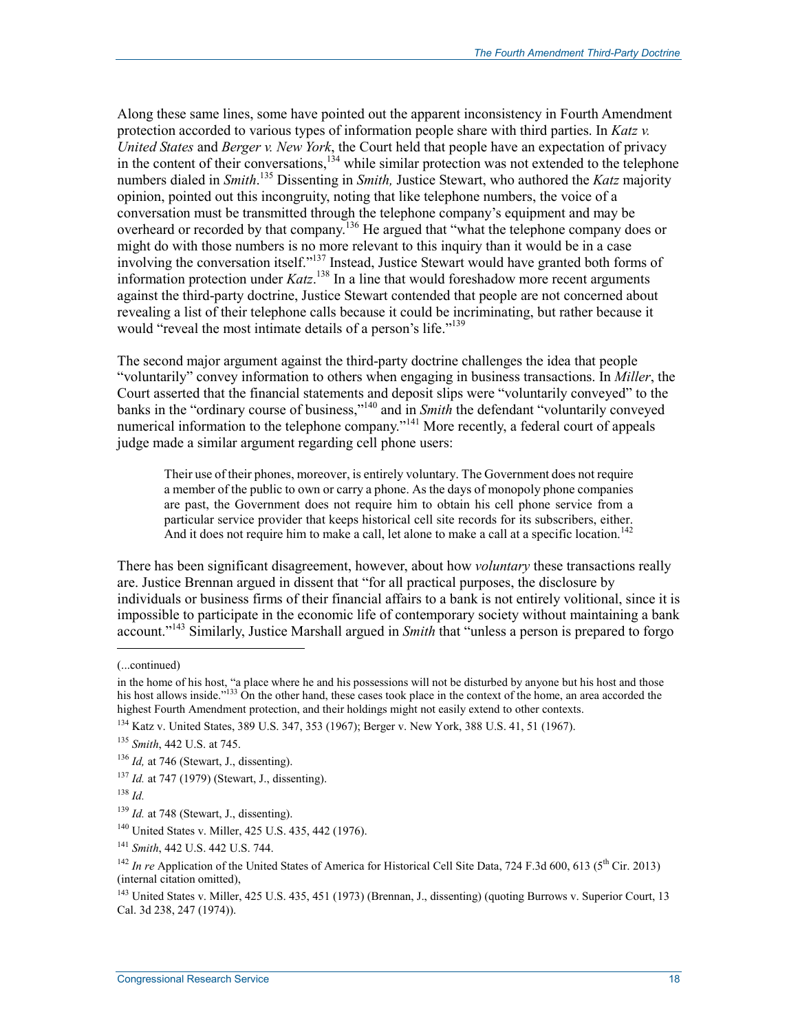Along these same lines, some have pointed out the apparent inconsistency in Fourth Amendment protection accorded to various types of information people share with third parties. In *Katz v. United States* and *Berger v. New York*, the Court held that people have an expectation of privacy in the content of their conversations,[134] while similar protection was not extended to the telephone numbers dialed in *Smith*.[135] Dissenting in *Smith,* Justice Stewart, who authored the *Katz* majority opinion, pointed out this incongruity, noting that like telephone numbers, the voice of a conversation must be transmitted through the telephone company's equipment and may be overheard or recorded by that company.[136] He argued that "what the telephone company does or might do with those numbers is no more relevant to this inquiry than it would be in a case involving the conversation itself."[137] Instead, Justice Stewart would have granted both forms of information protection under *Katz*.[138] In a line that would foreshadow more recent arguments against the third-party doctrine, Justice Stewart contended that people are not concerned about revealing a list of their telephone calls because it could be incriminating, but rather because it would "reveal the most intimate details of a person's life."[139]

The second major argument against the third-party doctrine challenges the idea that people "voluntarily" convey information to others when engaging in business transactions. In *Miller*, the Court asserted that the financial statements and deposit slips were "voluntarily conveyed" to the banks in the "ordinary course of business,"[140] and in *Smith* the defendant "voluntarily conveyed numerical information to the telephone company."[141] More recently, a federal court of appeals judge made a similar argument regarding cell phone users:

> Their use of their phones, moreover, is entirely voluntary. The Government does not require a member of the public to own or carry a phone. As the days of monopoly phone companies are past, the Government does not require him to obtain his cell phone service from a particular service provider that keeps historical cell site records for its subscribers, either. And it does not require him to make a call, let alone to make a call at a specific location.[142]

There has been significant disagreement, however, about how *voluntary* these transactions really are. Justice Brennan argued in dissent that "for all practical purposes, the disclosure by individuals or business firms of their financial affairs to a bank is not entirely volitional, since it is impossible to participate in the economic life of contemporary society without maintaining a bank account."[143] Similarly, Justice Marshall argued in *Smith* that "unless a person is prepared to forgo

---

(...continued)

in the home of his host, "a place where he and his possessions will not be disturbed by anyone but his host and those his host allows inside."[133] On the other hand, these cases took place in the context of the home, an area accorded the highest Fourth Amendment protection, and their holdings might not easily extend to other contexts.

[134] Katz v. United States, 389 U.S. 347, 353 (1967); Berger v. New York, 388 U.S. 41, 51 (1967).

[135] *Smith*, 442 U.S. at 745.

[136] *Id,* at 746 (Stewart, J., dissenting).

[137] *Id.* at 747 (1979) (Stewart, J., dissenting).

[138] *Id.*

[139] *Id.* at 748 (Stewart, J., dissenting).

[140] United States v. Miller, 425 U.S. 435, 442 (1976).

[141] *Smith*, 442 U.S. 442 U.S. 744.

[142] *In re* Application of the United States of America for Historical Cell Site Data, 724 F.3d 600, 613 (5th Cir. 2013) (internal citation omitted),

[143] United States v. Miller, 425 U.S. 435, 451 (1973) (Brennan, J., dissenting) (quoting Burrows v. Superior Court, 13 Cal. 3d 238, 247 (1974)).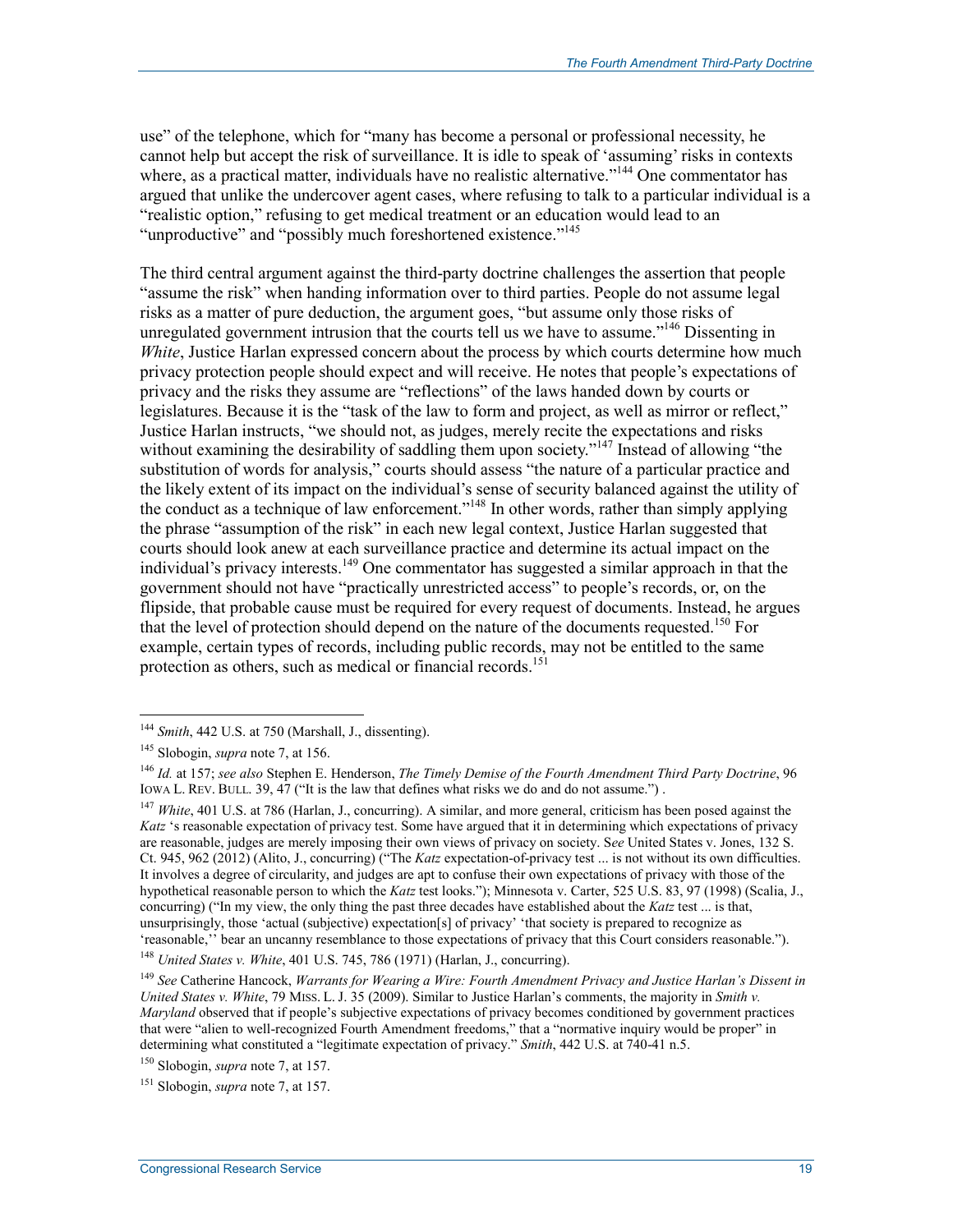use" of the telephone, which for "many has become a personal or professional necessity, he cannot help but accept the risk of surveillance. It is idle to speak of 'assuming' risks in contexts where, as a practical matter, individuals have no realistic alternative."[144] One commentator has argued that unlike the undercover agent cases, where refusing to talk to a particular individual is a "realistic option," refusing to get medical treatment or an education would lead to an "unproductive" and "possibly much foreshortened existence."[145]

The third central argument against the third-party doctrine challenges the assertion that people "assume the risk" when handing information over to third parties. People do not assume legal risks as a matter of pure deduction, the argument goes, "but assume only those risks of unregulated government intrusion that the courts tell us we have to assume."[146] Dissenting in *White*, Justice Harlan expressed concern about the process by which courts determine how much privacy protection people should expect and will receive. He notes that people's expectations of privacy and the risks they assume are "reflections" of the laws handed down by courts or legislatures. Because it is the "task of the law to form and project, as well as mirror or reflect," Justice Harlan instructs, "we should not, as judges, merely recite the expectations and risks without examining the desirability of saddling them upon society."[147] Instead of allowing "the substitution of words for analysis," courts should assess "the nature of a particular practice and the likely extent of its impact on the individual's sense of security balanced against the utility of the conduct as a technique of law enforcement."[148] In other words, rather than simply applying the phrase "assumption of the risk" in each new legal context, Justice Harlan suggested that courts should look anew at each surveillance practice and determine its actual impact on the individual's privacy interests.[149] One commentator has suggested a similar approach in that the government should not have "practically unrestricted access" to people's records, or, on the flipside, that probable cause must be required for every request of documents. Instead, he argues that the level of protection should depend on the nature of the documents requested.[150] For example, certain types of records, including public records, may not be entitled to the same protection as others, such as medical or financial records.[151]

---

[144] *Smith*, 442 U.S. at 750 (Marshall, J., dissenting).

[145] Slobogin, *supra* note 7, at 156.

[146] *Id.* at 157; *see also* Stephen E. Henderson, *The Timely Demise of the Fourth Amendment Third Party Doctrine*, 96 IOWA L. REV. BULL. 39, 47 ("It is the law that defines what risks we do and do not assume.") .

[147] *White*, 401 U.S. at 786 (Harlan, J., concurring). A similar, and more general, criticism has been posed against the *Katz* 's reasonable expectation of privacy test. Some have argued that it in determining which expectations of privacy are reasonable, judges are merely imposing their own views of privacy on society. S*ee* United States v. Jones, 132 S. Ct. 945, 962 (2012) (Alito, J., concurring) ("The *Katz* expectation-of-privacy test ... is not without its own difficulties. It involves a degree of circularity, and judges are apt to confuse their own expectations of privacy with those of the hypothetical reasonable person to which the *Katz* test looks."); Minnesota v. Carter, 525 U.S. 83, 97 (1998) (Scalia, J., concurring) ("In my view, the only thing the past three decades have established about the *Katz* test ... is that, unsurprisingly, those 'actual (subjective) expectation[s] of privacy' 'that society is prepared to recognize as 'reasonable,'' bear an uncanny resemblance to those expectations of privacy that this Court considers reasonable.").

[148] *United States v. White*, 401 U.S. 745, 786 (1971) (Harlan, J., concurring).

[149] *See* Catherine Hancock, *Warrants for Wearing a Wire: Fourth Amendment Privacy and Justice Harlan's Dissent in United States v. White*, 79 MISS. L. J. 35 (2009). Similar to Justice Harlan's comments, the majority in *Smith v. Maryland* observed that if people's subjective expectations of privacy becomes conditioned by government practices that were "alien to well-recognized Fourth Amendment freedoms," that a "normative inquiry would be proper" in determining what constituted a "legitimate expectation of privacy." *Smith*, 442 U.S. at 740-41 n.5.

[150] Slobogin, *supra* note 7, at 157.

[151] Slobogin, *supra* note 7, at 157.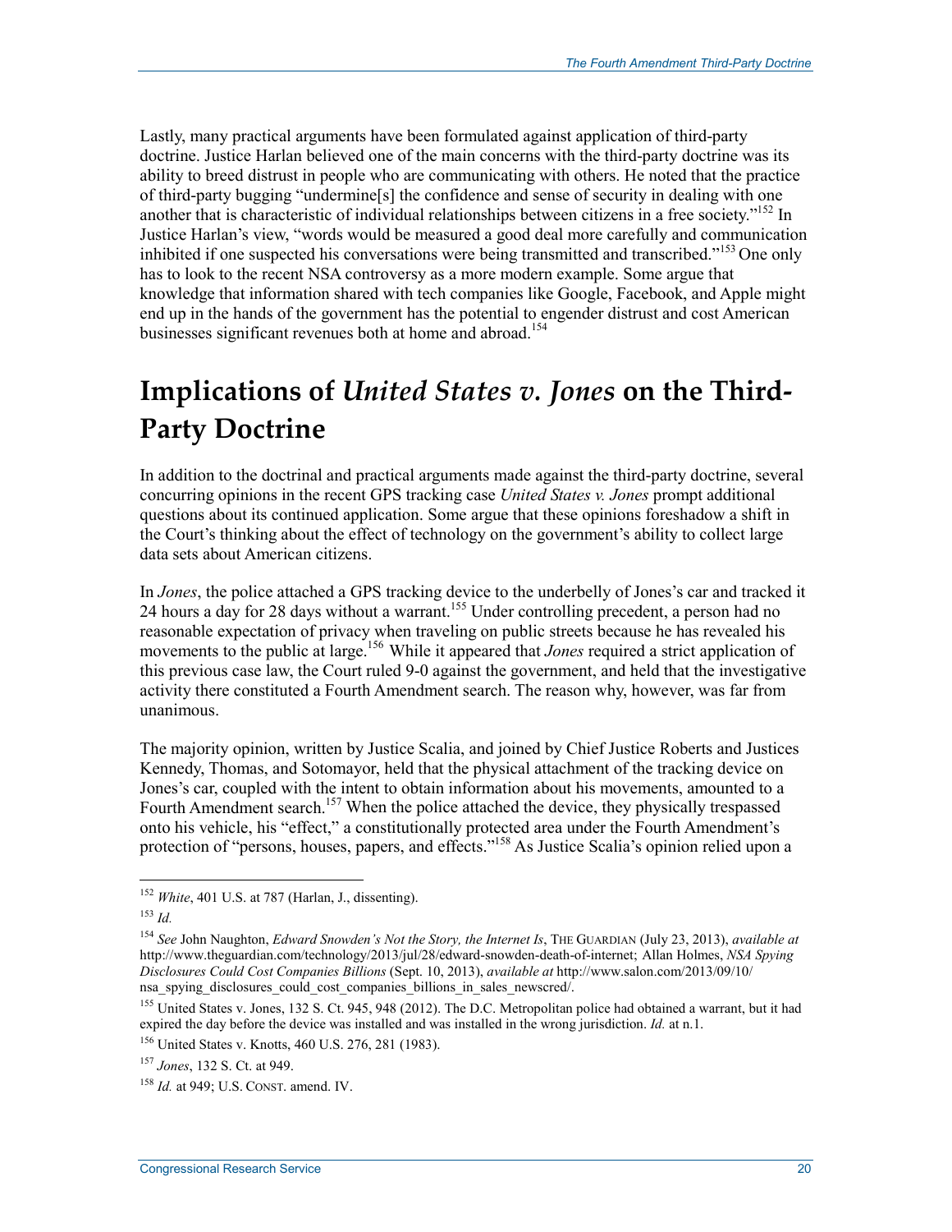Lastly, many practical arguments have been formulated against application of third-party doctrine. Justice Harlan believed one of the main concerns with the third-party doctrine was its ability to breed distrust in people who are communicating with others. He noted that the practice of third-party bugging "undermine[s] the confidence and sense of security in dealing with one another that is characteristic of individual relationships between citizens in a free society."[152] In Justice Harlan's view, "words would be measured a good deal more carefully and communication inhibited if one suspected his conversations were being transmitted and transcribed."[153] One only has to look to the recent NSA controversy as a more modern example. Some argue that knowledge that information shared with tech companies like Google, Facebook, and Apple might end up in the hands of the government has the potential to engender distrust and cost American businesses significant revenues both at home and abroad.[154]

# Implications of *United States v. Jones* on the Third-Party Doctrine

In addition to the doctrinal and practical arguments made against the third-party doctrine, several concurring opinions in the recent GPS tracking case *United States v. Jones* prompt additional questions about its continued application. Some argue that these opinions foreshadow a shift in the Court's thinking about the effect of technology on the government's ability to collect large data sets about American citizens.

In *Jones*, the police attached a GPS tracking device to the underbelly of Jones's car and tracked it 24 hours a day for 28 days without a warrant.[155] Under controlling precedent, a person had no reasonable expectation of privacy when traveling on public streets because he has revealed his movements to the public at large.[156] While it appeared that *Jones* required a strict application of this previous case law, the Court ruled 9-0 against the government, and held that the investigative activity there constituted a Fourth Amendment search. The reason why, however, was far from unanimous.

The majority opinion, written by Justice Scalia, and joined by Chief Justice Roberts and Justices Kennedy, Thomas, and Sotomayor, held that the physical attachment of the tracking device on Jones's car, coupled with the intent to obtain information about his movements, amounted to a Fourth Amendment search.[157] When the police attached the device, they physically trespassed onto his vehicle, his "effect," a constitutionally protected area under the Fourth Amendment's protection of "persons, houses, papers, and effects."[158] As Justice Scalia's opinion relied upon a

---

[152] *White*, 401 U.S. at 787 (Harlan, J., dissenting).

[153] *Id.*

[154] *See* John Naughton, *Edward Snowden's Not the Story, the Internet Is*, THE GUARDIAN (July 23, 2013), *available at* http://www.theguardian.com/technology/2013/jul/28/edward-snowden-death-of-internet; Allan Holmes, *NSA Spying Disclosures Could Cost Companies Billions* (Sept. 10, 2013), *available at* http://www.salon.com/2013/09/10/nsa_spying_disclosures_could_cost_companies_billions_in_sales_newscred/.

[155] United States v. Jones, 132 S. Ct. 945, 948 (2012). The D.C. Metropolitan police had obtained a warrant, but it had expired the day before the device was installed and was installed in the wrong jurisdiction. *Id.* at n.1.

[156] United States v. Knotts, 460 U.S. 276, 281 (1983).

[157] *Jones*, 132 S. Ct. at 949.

[158] *Id.* at 949; U.S. CONST. amend. IV.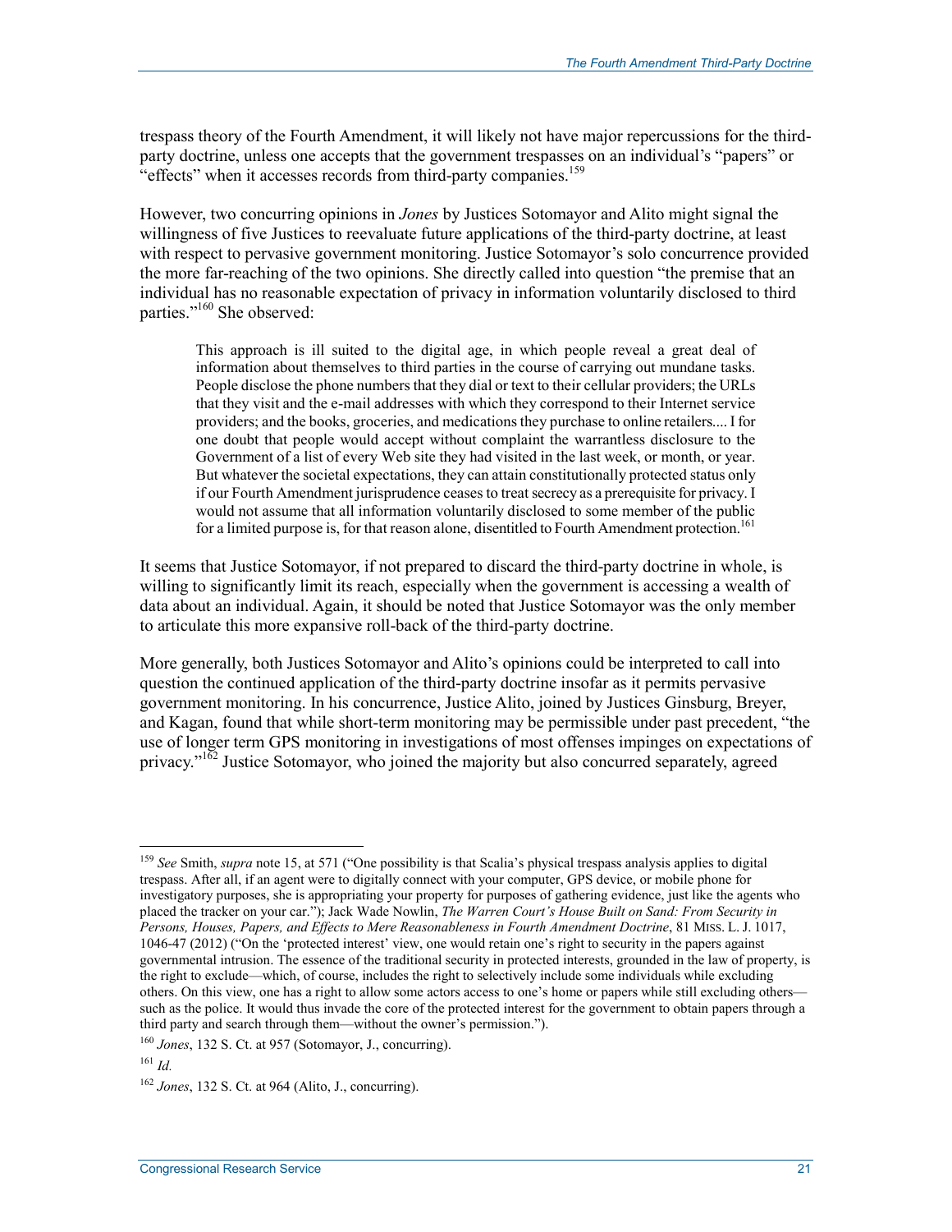trespass theory of the Fourth Amendment, it will likely not have major repercussions for the third-party doctrine, unless one accepts that the government trespasses on an individual's "papers" or "effects" when it accesses records from third-party companies.[159]

However, two concurring opinions in *Jones* by Justices Sotomayor and Alito might signal the willingness of five Justices to reevaluate future applications of the third-party doctrine, at least with respect to pervasive government monitoring. Justice Sotomayor's solo concurrence provided the more far-reaching of the two opinions. She directly called into question "the premise that an individual has no reasonable expectation of privacy in information voluntarily disclosed to third parties."[160] She observed:

> This approach is ill suited to the digital age, in which people reveal a great deal of information about themselves to third parties in the course of carrying out mundane tasks. People disclose the phone numbers that they dial or text to their cellular providers; the URLs that they visit and the e-mail addresses with which they correspond to their Internet service providers; and the books, groceries, and medications they purchase to online retailers.... I for one doubt that people would accept without complaint the warrantless disclosure to the Government of a list of every Web site they had visited in the last week, or month, or year. But whatever the societal expectations, they can attain constitutionally protected status only if our Fourth Amendment jurisprudence ceases to treat secrecy as a prerequisite for privacy. I would not assume that all information voluntarily disclosed to some member of the public for a limited purpose is, for that reason alone, disentitled to Fourth Amendment protection.[161]

It seems that Justice Sotomayor, if not prepared to discard the third-party doctrine in whole, is willing to significantly limit its reach, especially when the government is accessing a wealth of data about an individual. Again, it should be noted that Justice Sotomayor was the only member to articulate this more expansive roll-back of the third-party doctrine.

More generally, both Justices Sotomayor and Alito's opinions could be interpreted to call into question the continued application of the third-party doctrine insofar as it permits pervasive government monitoring. In his concurrence, Justice Alito, joined by Justices Ginsburg, Breyer, and Kagan, found that while short-term monitoring may be permissible under past precedent, "the use of longer term GPS monitoring in investigations of most offenses impinges on expectations of privacy."[162] Justice Sotomayor, who joined the majority but also concurred separately, agreed

---

[159] *See* Smith, *supra* note 15, at 571 ("One possibility is that Scalia's physical trespass analysis applies to digital trespass. After all, if an agent were to digitally connect with your computer, GPS device, or mobile phone for investigatory purposes, she is appropriating your property for purposes of gathering evidence, just like the agents who placed the tracker on your car."); Jack Wade Nowlin, *The Warren Court's House Built on Sand: From Security in Persons, Houses, Papers, and Effects to Mere Reasonableness in Fourth Amendment Doctrine*, 81 MISS. L. J. 1017, 1046-47 (2012) ("On the 'protected interest' view, one would retain one's right to security in the papers against governmental intrusion. The essence of the traditional security in protected interests, grounded in the law of property, is the right to exclude—which, of course, includes the right to selectively include some individuals while excluding others. On this view, one has a right to allow some actors access to one's home or papers while still excluding others—such as the police. It would thus invade the core of the protected interest for the government to obtain papers through a third party and search through them—without the owner's permission.").

[160] *Jones*, 132 S. Ct. at 957 (Sotomayor, J., concurring).

[161] *Id.*

[162] *Jones*, 132 S. Ct. at 964 (Alito, J., concurring).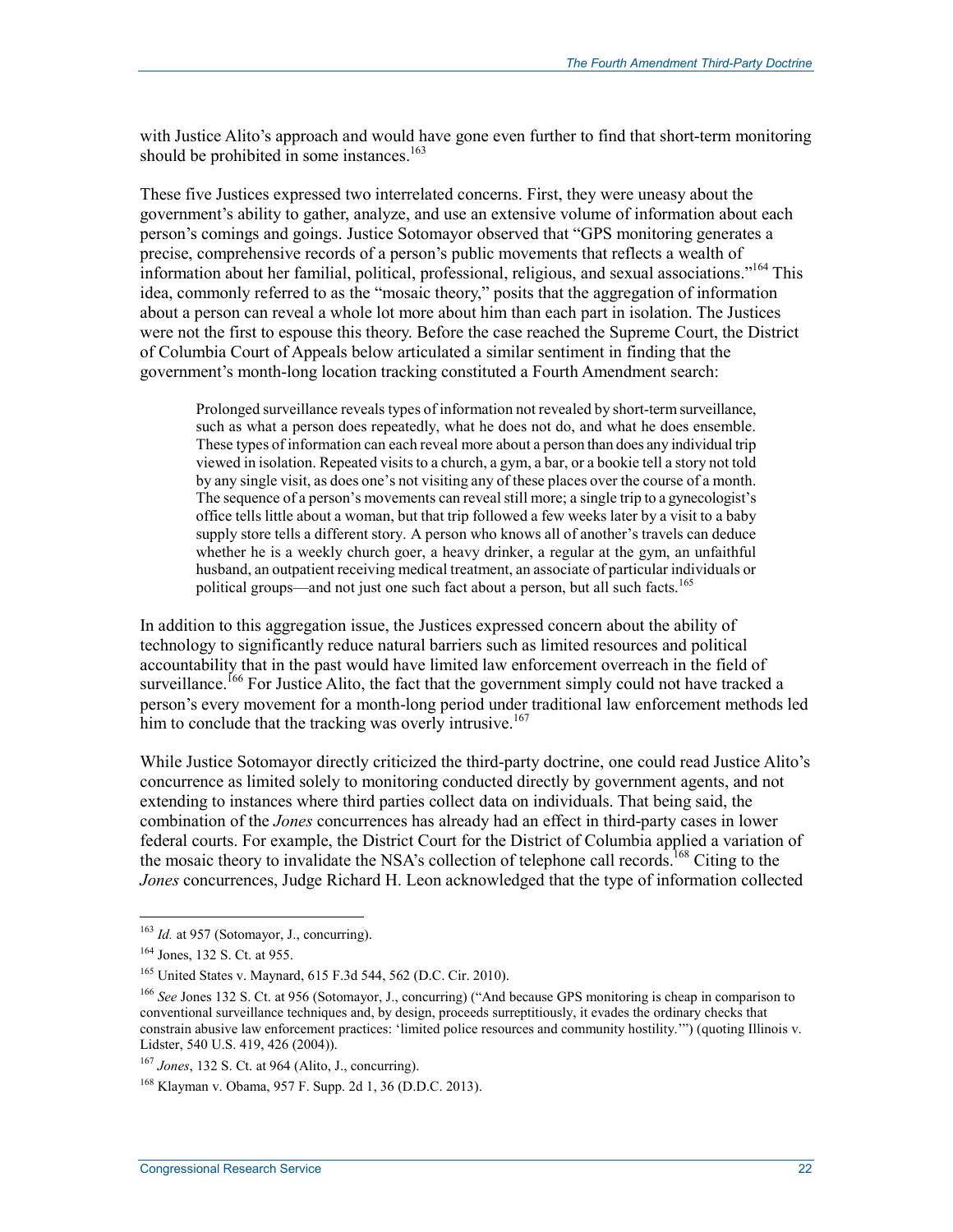with Justice Alito's approach and would have gone even further to find that short-term monitoring should be prohibited in some instances.[163]

These five Justices expressed two interrelated concerns. First, they were uneasy about the government's ability to gather, analyze, and use an extensive volume of information about each person's comings and goings. Justice Sotomayor observed that "GPS monitoring generates a precise, comprehensive records of a person's public movements that reflects a wealth of information about her familial, political, professional, religious, and sexual associations."[164] This idea, commonly referred to as the "mosaic theory," posits that the aggregation of information about a person can reveal a whole lot more about him than each part in isolation. The Justices were not the first to espouse this theory. Before the case reached the Supreme Court, the District of Columbia Court of Appeals below articulated a similar sentiment in finding that the government's month-long location tracking constituted a Fourth Amendment search:

> Prolonged surveillance reveals types of information not revealed by short-term surveillance, such as what a person does repeatedly, what he does not do, and what he does ensemble. These types of information can each reveal more about a person than does any individual trip viewed in isolation. Repeated visits to a church, a gym, a bar, or a bookie tell a story not told by any single visit, as does one's not visiting any of these places over the course of a month. The sequence of a person's movements can reveal still more; a single trip to a gynecologist's office tells little about a woman, but that trip followed a few weeks later by a visit to a baby supply store tells a different story. A person who knows all of another's travels can deduce whether he is a weekly church goer, a heavy drinker, a regular at the gym, an unfaithful husband, an outpatient receiving medical treatment, an associate of particular individuals or political groups—and not just one such fact about a person, but all such facts.[165]

In addition to this aggregation issue, the Justices expressed concern about the ability of technology to significantly reduce natural barriers such as limited resources and political accountability that in the past would have limited law enforcement overreach in the field of surveillance.[166] For Justice Alito, the fact that the government simply could not have tracked a person's every movement for a month-long period under traditional law enforcement methods led him to conclude that the tracking was overly intrusive.[167]

While Justice Sotomayor directly criticized the third-party doctrine, one could read Justice Alito's concurrence as limited solely to monitoring conducted directly by government agents, and not extending to instances where third parties collect data on individuals. That being said, the combination of the *Jones* concurrences has already had an effect in third-party cases in lower federal courts. For example, the District Court for the District of Columbia applied a variation of the mosaic theory to invalidate the NSA's collection of telephone call records.[168] Citing to the *Jones* concurrences, Judge Richard H. Leon acknowledged that the type of information collected

---

[163] *Id.* at 957 (Sotomayor, J., concurring).

[164] Jones, 132 S. Ct. at 955.

[165] United States v. Maynard, 615 F.3d 544, 562 (D.C. Cir. 2010).

[166] *See* Jones 132 S. Ct. at 956 (Sotomayor, J., concurring) ("And because GPS monitoring is cheap in comparison to conventional surveillance techniques and, by design, proceeds surreptitiously, it evades the ordinary checks that constrain abusive law enforcement practices: 'limited police resources and community hostility.'") (quoting Illinois v. Lidster, 540 U.S. 419, 426 (2004)).

[167] *Jones*, 132 S. Ct. at 964 (Alito, J., concurring).

[168] Klayman v. Obama, 957 F. Supp. 2d 1, 36 (D.D.C. 2013).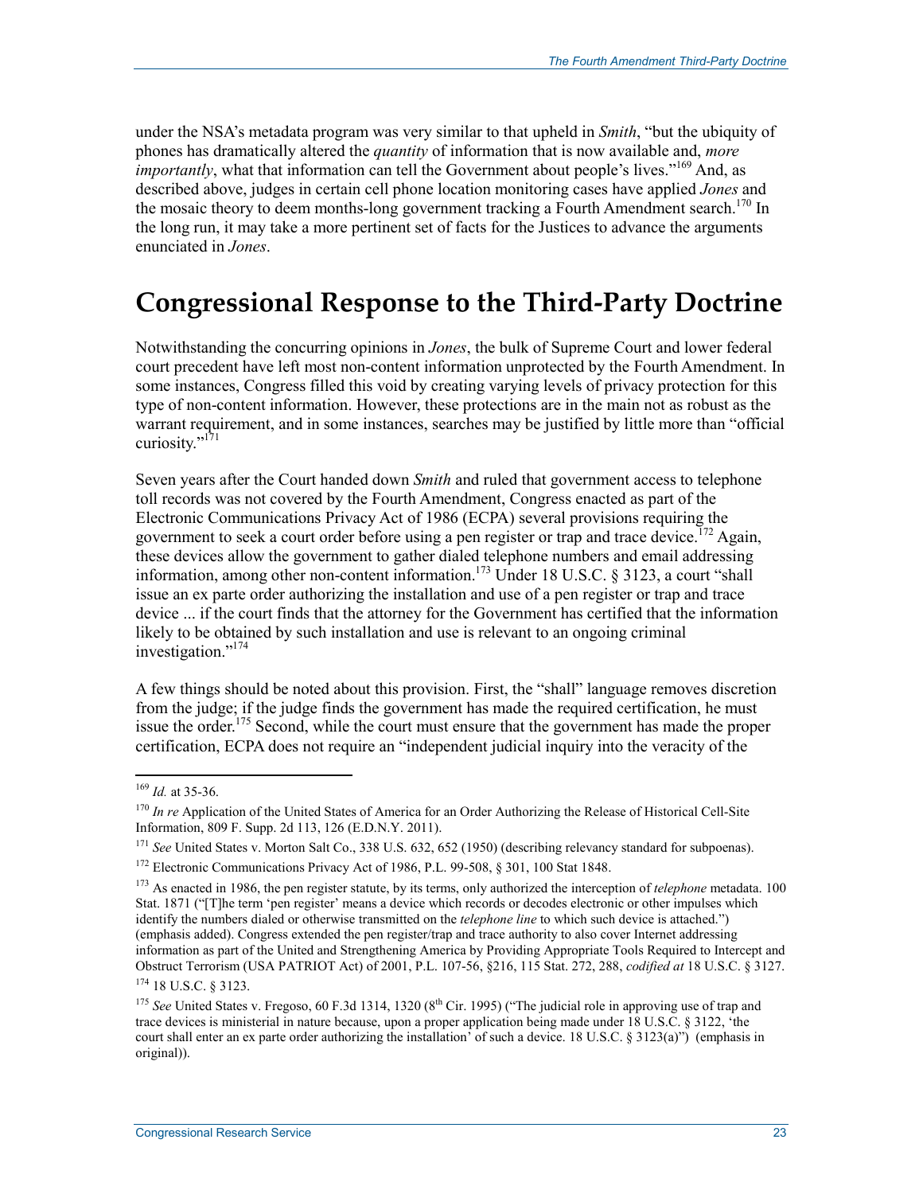under the NSA's metadata program was very similar to that upheld in *Smith*, "but the ubiquity of phones has dramatically altered the *quantity* of information that is now available and, *more importantly*, what that information can tell the Government about people's lives."[169] And, as described above, judges in certain cell phone location monitoring cases have applied *Jones* and the mosaic theory to deem months-long government tracking a Fourth Amendment search.[170] In the long run, it may take a more pertinent set of facts for the Justices to advance the arguments enunciated in *Jones*.

# Congressional Response to the Third-Party Doctrine

Notwithstanding the concurring opinions in *Jones*, the bulk of Supreme Court and lower federal court precedent have left most non-content information unprotected by the Fourth Amendment. In some instances, Congress filled this void by creating varying levels of privacy protection for this type of non-content information. However, these protections are in the main not as robust as the warrant requirement, and in some instances, searches may be justified by little more than "official curiosity."[171]

Seven years after the Court handed down *Smith* and ruled that government access to telephone toll records was not covered by the Fourth Amendment, Congress enacted as part of the Electronic Communications Privacy Act of 1986 (ECPA) several provisions requiring the government to seek a court order before using a pen register or trap and trace device.[172] Again, these devices allow the government to gather dialed telephone numbers and email addressing information, among other non-content information.[173] Under 18 U.S.C. § 3123, a court "shall issue an ex parte order authorizing the installation and use of a pen register or trap and trace device ... if the court finds that the attorney for the Government has certified that the information likely to be obtained by such installation and use is relevant to an ongoing criminal investigation."[174]

A few things should be noted about this provision. First, the "shall" language removes discretion from the judge; if the judge finds the government has made the required certification, he must issue the order.[175] Second, while the court must ensure that the government has made the proper certification, ECPA does not require an "independent judicial inquiry into the veracity of the

---

[169] *Id.* at 35-36.

[170] *In re* Application of the United States of America for an Order Authorizing the Release of Historical Cell-Site Information, 809 F. Supp. 2d 113, 126 (E.D.N.Y. 2011).

[171] *See* United States v. Morton Salt Co., 338 U.S. 632, 652 (1950) (describing relevancy standard for subpoenas).

[172] Electronic Communications Privacy Act of 1986, P.L. 99-508, § 301, 100 Stat 1848.

[173] As enacted in 1986, the pen register statute, by its terms, only authorized the interception of *telephone* metadata. 100 Stat. 1871 ("[T]he term 'pen register' means a device which records or decodes electronic or other impulses which identify the numbers dialed or otherwise transmitted on the *telephone line* to which such device is attached.") (emphasis added). Congress extended the pen register/trap and trace authority to also cover Internet addressing information as part of the United and Strengthening America by Providing Appropriate Tools Required to Intercept and Obstruct Terrorism (USA PATRIOT Act) of 2001, P.L. 107-56, §216, 115 Stat. 272, 288, *codified at* 18 U.S.C. § 3127.

[174] 18 U.S.C. § 3123.

[175] *See* United States v. Fregoso, 60 F.3d 1314, 1320 (8th Cir. 1995) ("The judicial role in approving use of trap and trace devices is ministerial in nature because, upon a proper application being made under 18 U.S.C. § 3122, 'the court shall enter an ex parte order authorizing the installation' of such a device. 18 U.S.C. § 3123(a)") (emphasis in original)).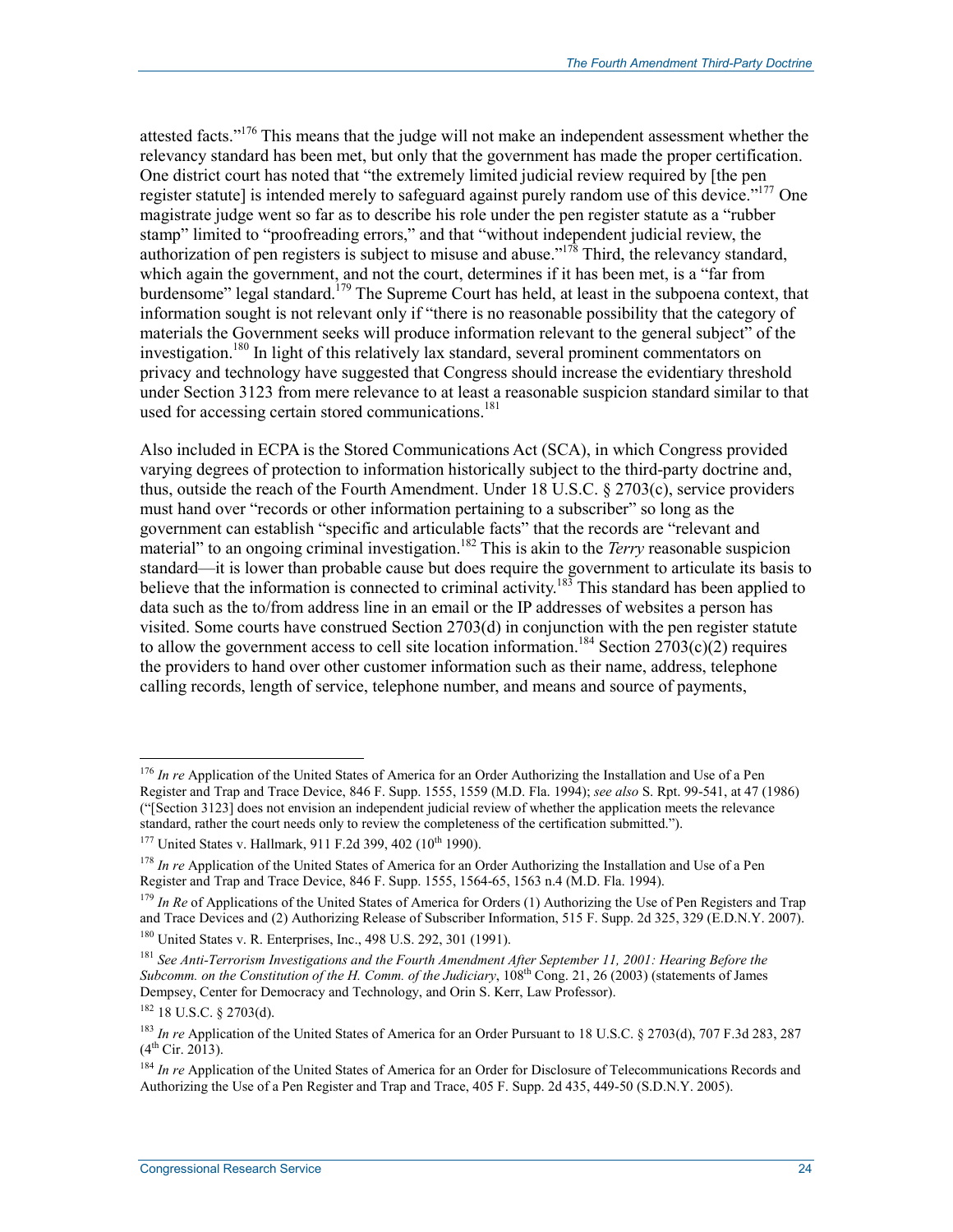attested facts."[176] This means that the judge will not make an independent assessment whether the relevancy standard has been met, but only that the government has made the proper certification. One district court has noted that "the extremely limited judicial review required by [the pen register statute] is intended merely to safeguard against purely random use of this device."[177] One magistrate judge went so far as to describe his role under the pen register statute as a "rubber stamp" limited to "proofreading errors," and that "without independent judicial review, the authorization of pen registers is subject to misuse and abuse."[178] Third, the relevancy standard, which again the government, and not the court, determines if it has been met, is a "far from burdensome" legal standard.[179] The Supreme Court has held, at least in the subpoena context, that information sought is not relevant only if "there is no reasonable possibility that the category of materials the Government seeks will produce information relevant to the general subject" of the investigation.[180] In light of this relatively lax standard, several prominent commentators on privacy and technology have suggested that Congress should increase the evidentiary threshold under Section 3123 from mere relevance to at least a reasonable suspicion standard similar to that used for accessing certain stored communications.[181]

Also included in ECPA is the Stored Communications Act (SCA), in which Congress provided varying degrees of protection to information historically subject to the third-party doctrine and, thus, outside the reach of the Fourth Amendment. Under 18 U.S.C. § 2703(c), service providers must hand over "records or other information pertaining to a subscriber" so long as the government can establish "specific and articulable facts" that the records are "relevant and material" to an ongoing criminal investigation.[182] This is akin to the *Terry* reasonable suspicion standard—it is lower than probable cause but does require the government to articulate its basis to believe that the information is connected to criminal activity.[183] This standard has been applied to data such as the to/from address line in an email or the IP addresses of websites a person has visited. Some courts have construed Section 2703(d) in conjunction with the pen register statute to allow the government access to cell site location information.[184] Section 2703(c)(2) requires the providers to hand over other customer information such as their name, address, telephone calling records, length of service, telephone number, and means and source of payments,

---

[176] *In re* Application of the United States of America for an Order Authorizing the Installation and Use of a Pen Register and Trap and Trace Device, 846 F. Supp. 1555, 1559 (M.D. Fla. 1994); *see also* S. Rpt. 99-541, at 47 (1986) ("[Section 3123] does not envision an independent judicial review of whether the application meets the relevance standard, rather the court needs only to review the completeness of the certification submitted.").

[177] United States v. Hallmark, 911 F.2d 399, 402 (10th 1990).

[178] *In re* Application of the United States of America for an Order Authorizing the Installation and Use of a Pen Register and Trap and Trace Device, 846 F. Supp. 1555, 1564-65, 1563 n.4 (M.D. Fla. 1994).

[179] *In Re* of Applications of the United States of America for Orders (1) Authorizing the Use of Pen Registers and Trap and Trace Devices and (2) Authorizing Release of Subscriber Information, 515 F. Supp. 2d 325, 329 (E.D.N.Y. 2007).

[180] United States v. R. Enterprises, Inc., 498 U.S. 292, 301 (1991).

[181] *See Anti-Terrorism Investigations and the Fourth Amendment After September 11, 2001: Hearing Before the Subcomm. on the Constitution of the H. Comm. of the Judiciary*, 108th Cong. 21, 26 (2003) (statements of James Dempsey, Center for Democracy and Technology, and Orin S. Kerr, Law Professor).

[182] 18 U.S.C. § 2703(d).

[183] *In re* Application of the United States of America for an Order Pursuant to 18 U.S.C. § 2703(d), 707 F.3d 283, 287 (4th Cir. 2013).

[184] *In re* Application of the United States of America for an Order for Disclosure of Telecommunications Records and Authorizing the Use of a Pen Register and Trap and Trace, 405 F. Supp. 2d 435, 449-50 (S.D.N.Y. 2005).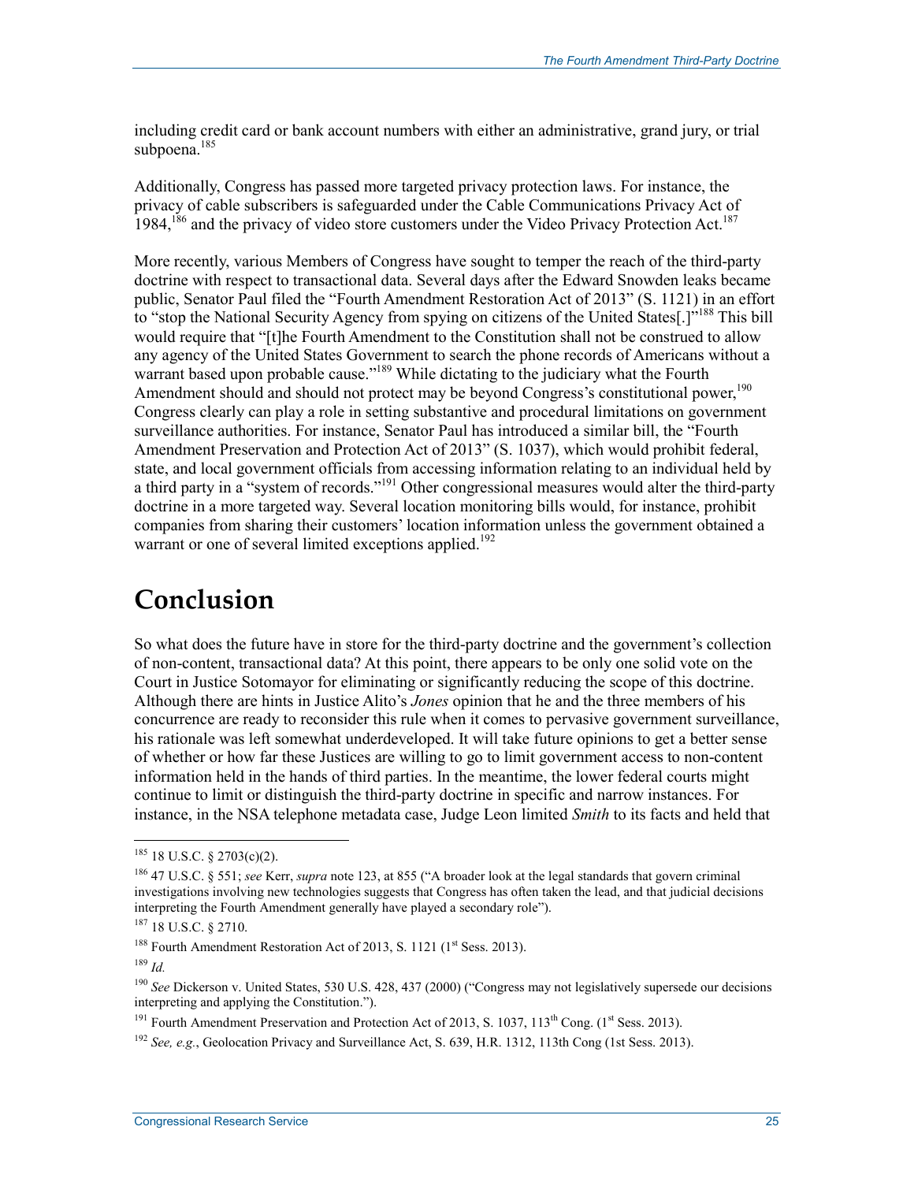including credit card or bank account numbers with either an administrative, grand jury, or trial subpoena.[185]

Additionally, Congress has passed more targeted privacy protection laws. For instance, the privacy of cable subscribers is safeguarded under the Cable Communications Privacy Act of 1984,[186] and the privacy of video store customers under the Video Privacy Protection Act.[187]

More recently, various Members of Congress have sought to temper the reach of the third-party doctrine with respect to transactional data. Several days after the Edward Snowden leaks became public, Senator Paul filed the "Fourth Amendment Restoration Act of 2013" (S. 1121) in an effort to "stop the National Security Agency from spying on citizens of the United States[.]"[188] This bill would require that "[t]he Fourth Amendment to the Constitution shall not be construed to allow any agency of the United States Government to search the phone records of Americans without a warrant based upon probable cause."[189] While dictating to the judiciary what the Fourth Amendment should and should not protect may be beyond Congress's constitutional power,[190] Congress clearly can play a role in setting substantive and procedural limitations on government surveillance authorities. For instance, Senator Paul has introduced a similar bill, the "Fourth Amendment Preservation and Protection Act of 2013" (S. 1037), which would prohibit federal, state, and local government officials from accessing information relating to an individual held by a third party in a "system of records."[191] Other congressional measures would alter the third-party doctrine in a more targeted way. Several location monitoring bills would, for instance, prohibit companies from sharing their customers' location information unless the government obtained a warrant or one of several limited exceptions applied.[192]

# Conclusion

So what does the future have in store for the third-party doctrine and the government's collection of non-content, transactional data? At this point, there appears to be only one solid vote on the Court in Justice Sotomayor for eliminating or significantly reducing the scope of this doctrine. Although there are hints in Justice Alito's *Jones* opinion that he and the three members of his concurrence are ready to reconsider this rule when it comes to pervasive government surveillance, his rationale was left somewhat underdeveloped. It will take future opinions to get a better sense of whether or how far these Justices are willing to go to limit government access to non-content information held in the hands of third parties. In the meantime, the lower federal courts might continue to limit or distinguish the third-party doctrine in specific and narrow instances. For instance, in the NSA telephone metadata case, Judge Leon limited *Smith* to its facts and held that

---

[185] 18 U.S.C. § 2703(c)(2).

[186] 47 U.S.C. § 551; *see* Kerr, *supra* note 123, at 855 ("A broader look at the legal standards that govern criminal investigations involving new technologies suggests that Congress has often taken the lead, and that judicial decisions interpreting the Fourth Amendment generally have played a secondary role").

[187] 18 U.S.C. § 2710.

[188] Fourth Amendment Restoration Act of 2013, S. 1121 (1st Sess. 2013).

[189] *Id.*

[190] *See* Dickerson v. United States, 530 U.S. 428, 437 (2000) ("Congress may not legislatively supersede our decisions interpreting and applying the Constitution.").

[191] Fourth Amendment Preservation and Protection Act of 2013, S. 1037, 113th Cong. (1st Sess. 2013).

[192] *See, e.g.*, Geolocation Privacy and Surveillance Act, S. 639, H.R. 1312, 113th Cong (1st Sess. 2013).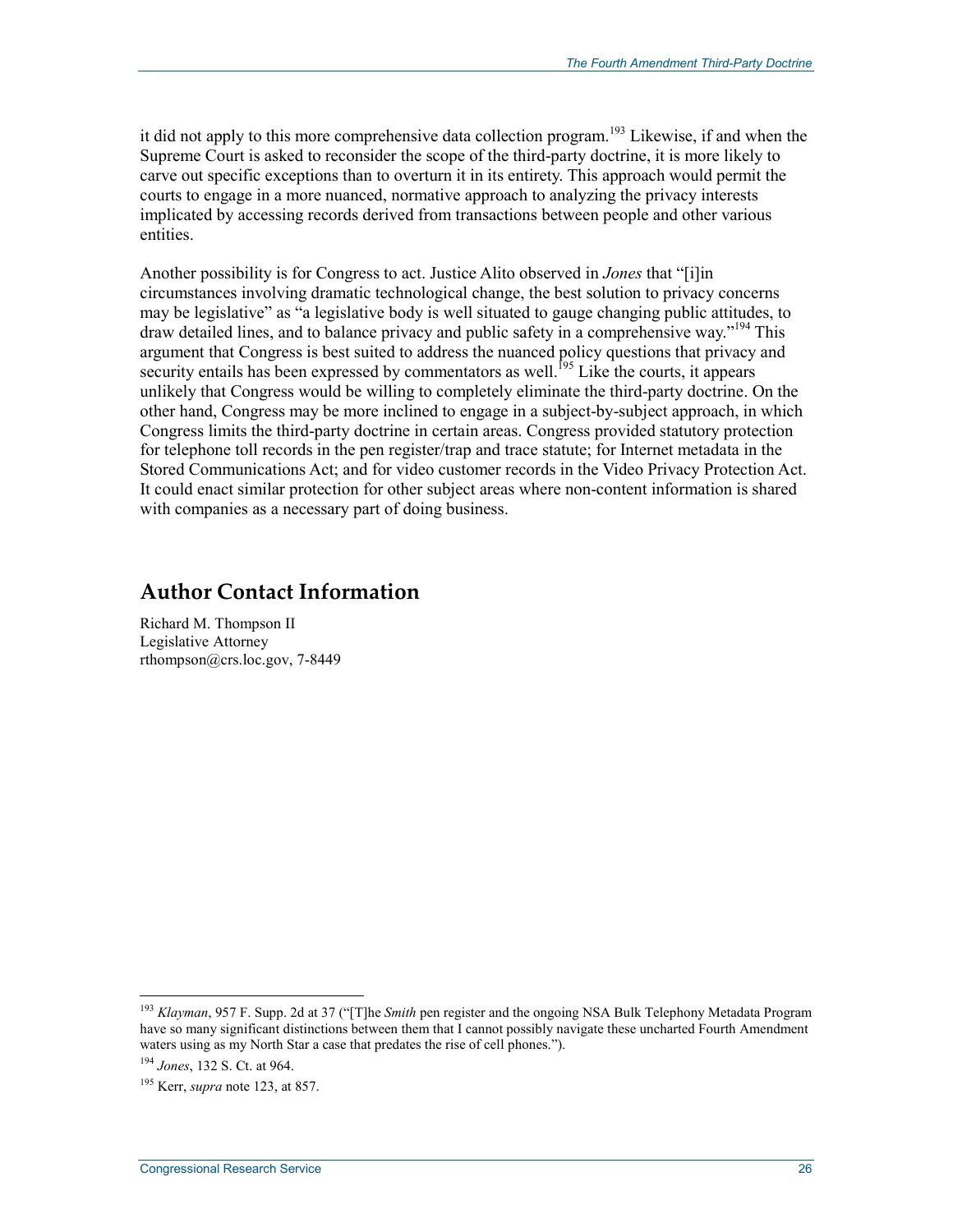it did not apply to this more comprehensive data collection program.[193] Likewise, if and when the Supreme Court is asked to reconsider the scope of the third-party doctrine, it is more likely to carve out specific exceptions than to overturn it in its entirety. This approach would permit the courts to engage in a more nuanced, normative approach to analyzing the privacy interests implicated by accessing records derived from transactions between people and other various entities.

Another possibility is for Congress to act. Justice Alito observed in *Jones* that "[i]in circumstances involving dramatic technological change, the best solution to privacy concerns may be legislative" as "a legislative body is well situated to gauge changing public attitudes, to draw detailed lines, and to balance privacy and public safety in a comprehensive way."[194] This argument that Congress is best suited to address the nuanced policy questions that privacy and security entails has been expressed by commentators as well.[195] Like the courts, it appears unlikely that Congress would be willing to completely eliminate the third-party doctrine. On the other hand, Congress may be more inclined to engage in a subject-by-subject approach, in which Congress limits the third-party doctrine in certain areas. Congress provided statutory protection for telephone toll records in the pen register/trap and trace statute; for Internet metadata in the Stored Communications Act; and for video customer records in the Video Privacy Protection Act. It could enact similar protection for other subject areas where non-content information is shared with companies as a necessary part of doing business.

## Author Contact Information

Richard M. Thompson II
Legislative Attorney
rthompson@crs.loc.gov, 7-8449

---

[193] *Klayman*, 957 F. Supp. 2d at 37 ("[T]he *Smith* pen register and the ongoing NSA Bulk Telephony Metadata Program have so many significant distinctions between them that I cannot possibly navigate these uncharted Fourth Amendment waters using as my North Star a case that predates the rise of cell phones.").

[194] *Jones*, 132 S. Ct. at 964.

[195] Kerr, *supra* note 123, at 857.